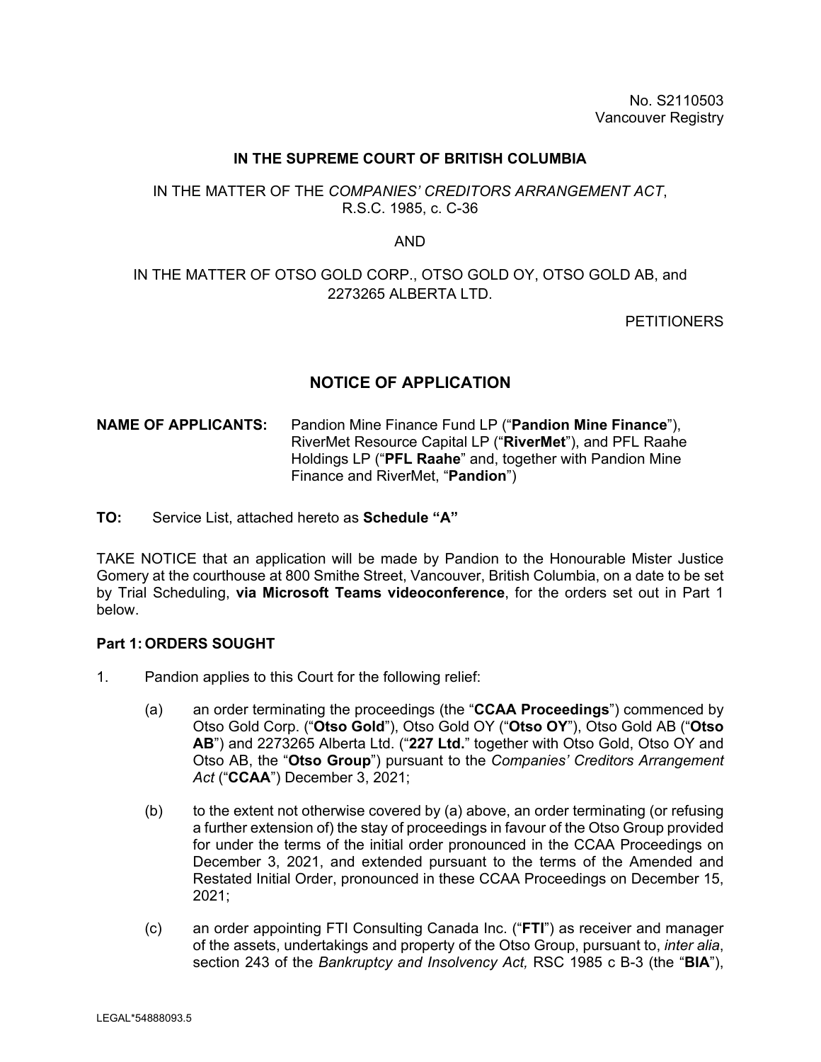No. S2110503
Vancouver Registry

**IN THE SUPREME COURT OF BRITISH COLUMBIA**

IN THE MATTER OF THE *COMPANIES' CREDITORS ARRANGEMENT ACT*, R.S.C. 1985, c. C-36

AND

IN THE MATTER OF OTSO GOLD CORP., OTSO GOLD OY, OTSO GOLD AB, and 2273265 ALBERTA LTD.

PETITIONERS

## NOTICE OF APPLICATION

**NAME OF APPLICANTS:** Pandion Mine Finance Fund LP ("**Pandion Mine Finance**"), RiverMet Resource Capital LP ("**RiverMet**"), and PFL Raahe Holdings LP ("**PFL Raahe**" and, together with Pandion Mine Finance and RiverMet, "**Pandion**")

**TO:** Service List, attached hereto as **Schedule "A"**

TAKE NOTICE that an application will be made by Pandion to the Honourable Mister Justice Gomery at the courthouse at 800 Smithe Street, Vancouver, British Columbia, on a date to be set by Trial Scheduling, **via Microsoft Teams videoconference**, for the orders set out in Part 1 below.

**Part 1: ORDERS SOUGHT**

1. Pandion applies to this Court for the following relief:

   (a) an order terminating the proceedings (the "**CCAA Proceedings**") commenced by Otso Gold Corp. ("**Otso Gold**"), Otso Gold OY ("**Otso OY**"), Otso Gold AB ("**Otso AB**") and 2273265 Alberta Ltd. ("**227 Ltd.**" together with Otso Gold, Otso OY and Otso AB, the "**Otso Group**") pursuant to the *Companies' Creditors Arrangement Act* ("**CCAA**") December 3, 2021;

   (b) to the extent not otherwise covered by (a) above, an order terminating (or refusing a further extension of) the stay of proceedings in favour of the Otso Group provided for under the terms of the initial order pronounced in the CCAA Proceedings on December 3, 2021, and extended pursuant to the terms of the Amended and Restated Initial Order, pronounced in these CCAA Proceedings on December 15, 2021;

   (c) an order appointing FTI Consulting Canada Inc. ("**FTI**") as receiver and manager of the assets, undertakings and property of the Otso Group, pursuant to, *inter alia*, section 243 of the *Bankruptcy and Insolvency Act,* RSC 1985 c B-3 (the "**BIA**"),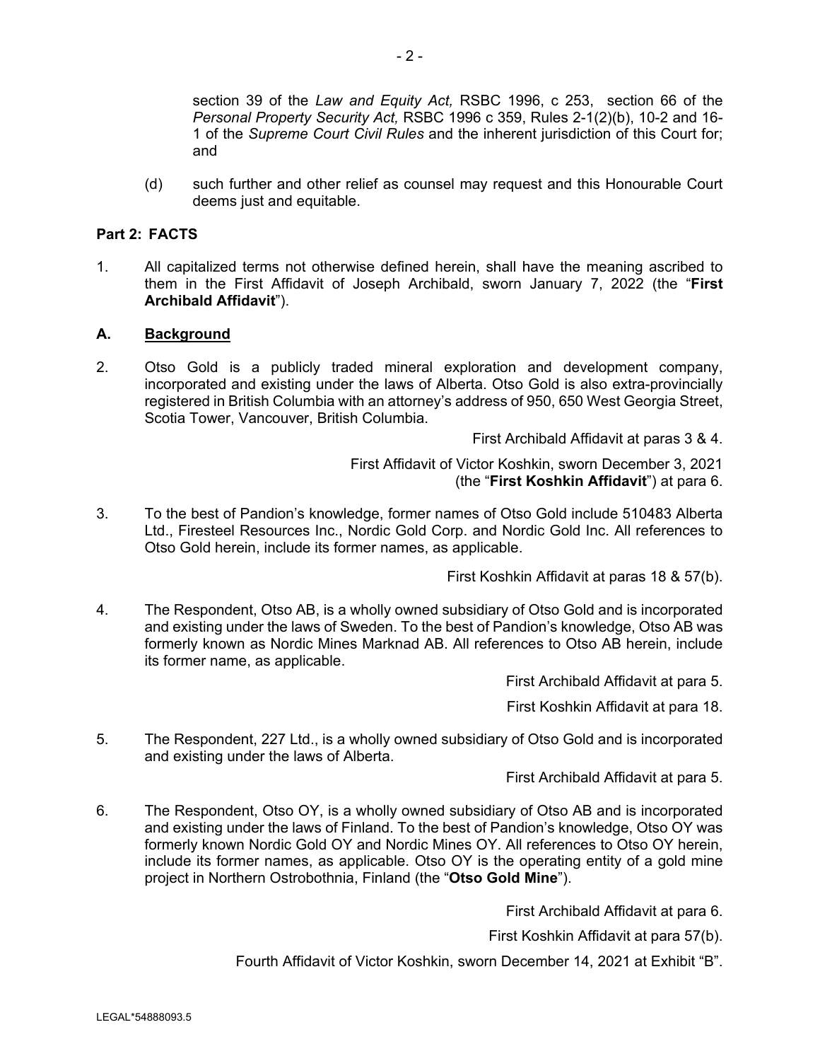section 39 of the *Law and Equity Act,* RSBC 1996, c 253, section 66 of the *Personal Property Security Act,* RSBC 1996 c 359, Rules 2-1(2)(b), 10-2 and 16-1 of the *Supreme Court Civil Rules* and the inherent jurisdiction of this Court for; and

(d) such further and other relief as counsel may request and this Honourable Court deems just and equitable.

**Part 2: FACTS**

1. All capitalized terms not otherwise defined herein, shall have the meaning ascribed to them in the First Affidavit of Joseph Archibald, sworn January 7, 2022 (the "**First Archibald Affidavit**").

**A. Background**

2. Otso Gold is a publicly traded mineral exploration and development company, incorporated and existing under the laws of Alberta. Otso Gold is also extra-provincially registered in British Columbia with an attorney's address of 950, 650 West Georgia Street, Scotia Tower, Vancouver, British Columbia.

First Archibald Affidavit at paras 3 & 4.

First Affidavit of Victor Koshkin, sworn December 3, 2021 (the "**First Koshkin Affidavit**") at para 6.

3. To the best of Pandion's knowledge, former names of Otso Gold include 510483 Alberta Ltd., Firesteel Resources Inc., Nordic Gold Corp. and Nordic Gold Inc. All references to Otso Gold herein, include its former names, as applicable.

First Koshkin Affidavit at paras 18 & 57(b).

4. The Respondent, Otso AB, is a wholly owned subsidiary of Otso Gold and is incorporated and existing under the laws of Sweden. To the best of Pandion's knowledge, Otso AB was formerly known as Nordic Mines Marknad AB. All references to Otso AB herein, include its former name, as applicable.

First Archibald Affidavit at para 5.

First Koshkin Affidavit at para 18.

5. The Respondent, 227 Ltd., is a wholly owned subsidiary of Otso Gold and is incorporated and existing under the laws of Alberta.

First Archibald Affidavit at para 5.

6. The Respondent, Otso OY, is a wholly owned subsidiary of Otso AB and is incorporated and existing under the laws of Finland. To the best of Pandion's knowledge, Otso OY was formerly known Nordic Gold OY and Nordic Mines OY. All references to Otso OY herein, include its former names, as applicable. Otso OY is the operating entity of a gold mine project in Northern Ostrobothnia, Finland (the "**Otso Gold Mine**").

First Archibald Affidavit at para 6.

First Koshkin Affidavit at para 57(b).

Fourth Affidavit of Victor Koshkin, sworn December 14, 2021 at Exhibit "B".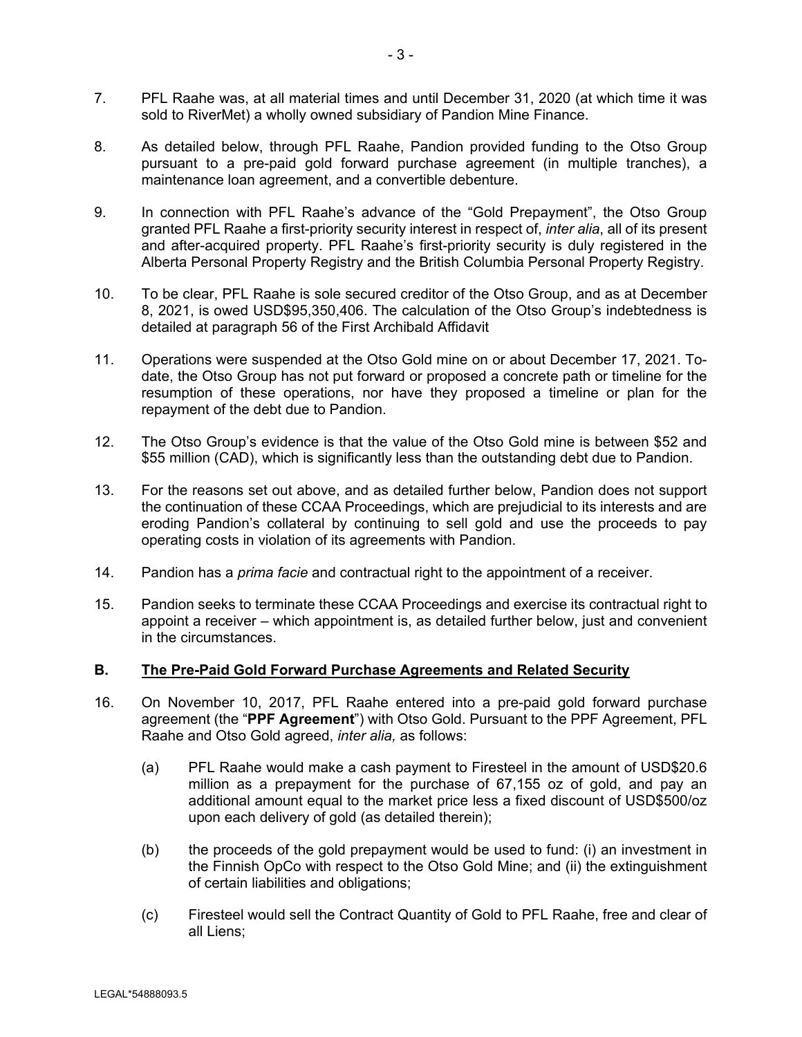7. PFL Raahe was, at all material times and until December 31, 2020 (at which time it was sold to RiverMet) a wholly owned subsidiary of Pandion Mine Finance.

8. As detailed below, through PFL Raahe, Pandion provided funding to the Otso Group pursuant to a pre-paid gold forward purchase agreement (in multiple tranches), a maintenance loan agreement, and a convertible debenture.

9. In connection with PFL Raahe's advance of the "Gold Prepayment", the Otso Group granted PFL Raahe a first-priority security interest in respect of, *inter alia*, all of its present and after-acquired property. PFL Raahe's first-priority security is duly registered in the Alberta Personal Property Registry and the British Columbia Personal Property Registry.

10. To be clear, PFL Raahe is sole secured creditor of the Otso Group, and as at December 8, 2021, is owed USD$95,350,406. The calculation of the Otso Group's indebtedness is detailed at paragraph 56 of the First Archibald Affidavit

11. Operations were suspended at the Otso Gold mine on or about December 17, 2021. To-date, the Otso Group has not put forward or proposed a concrete path or timeline for the resumption of these operations, nor have they proposed a timeline or plan for the repayment of the debt due to Pandion.

12. The Otso Group's evidence is that the value of the Otso Gold mine is between $52 and $55 million (CAD), which is significantly less than the outstanding debt due to Pandion.

13. For the reasons set out above, and as detailed further below, Pandion does not support the continuation of these CCAA Proceedings, which are prejudicial to its interests and are eroding Pandion's collateral by continuing to sell gold and use the proceeds to pay operating costs in violation of its agreements with Pandion.

14. Pandion has a *prima facie* and contractual right to the appointment of a receiver.

15. Pandion seeks to terminate these CCAA Proceedings and exercise its contractual right to appoint a receiver – which appointment is, as detailed further below, just and convenient in the circumstances.

## B. <u>The Pre-Paid Gold Forward Purchase Agreements and Related Security</u>

16. On November 10, 2017, PFL Raahe entered into a pre-paid gold forward purchase agreement (the "**PPF Agreement**") with Otso Gold. Pursuant to the PPF Agreement, PFL Raahe and Otso Gold agreed, *inter alia,* as follows:

    (a) PFL Raahe would make a cash payment to Firesteel in the amount of USD$20.6 million as a prepayment for the purchase of 67,155 oz of gold, and pay an additional amount equal to the market price less a fixed discount of USD$500/oz upon each delivery of gold (as detailed therein);

    (b) the proceeds of the gold prepayment would be used to fund: (i) an investment in the Finnish OpCo with respect to the Otso Gold Mine; and (ii) the extinguishment of certain liabilities and obligations;

    (c) Firesteel would sell the Contract Quantity of Gold to PFL Raahe, free and clear of all Liens;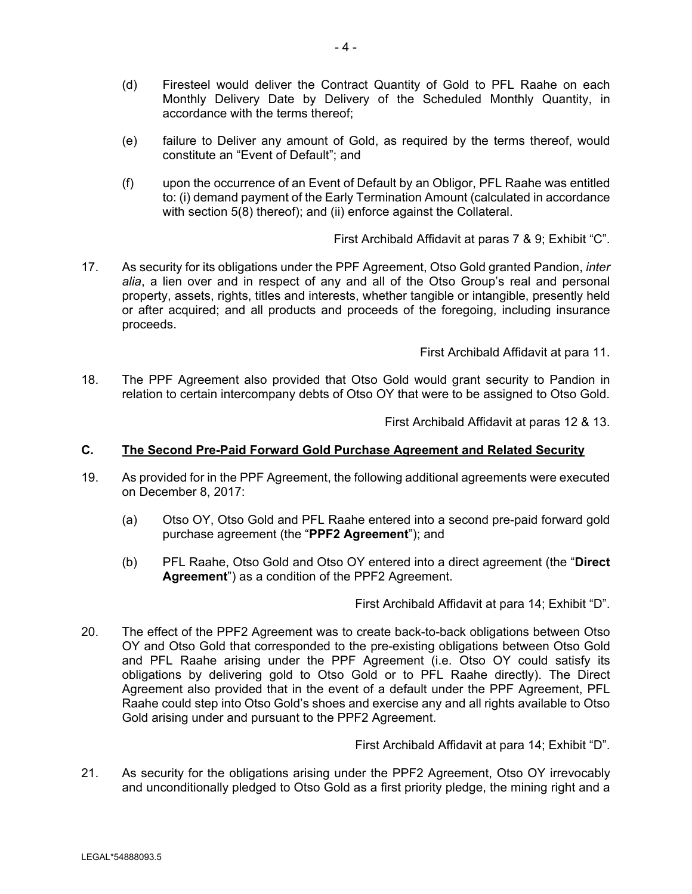(d) Firesteel would deliver the Contract Quantity of Gold to PFL Raahe on each Monthly Delivery Date by Delivery of the Scheduled Monthly Quantity, in accordance with the terms thereof;

(e) failure to Deliver any amount of Gold, as required by the terms thereof, would constitute an "Event of Default"; and

(f) upon the occurrence of an Event of Default by an Obligor, PFL Raahe was entitled to: (i) demand payment of the Early Termination Amount (calculated in accordance with section 5(8) thereof); and (ii) enforce against the Collateral.

First Archibald Affidavit at paras 7 & 9; Exhibit "C".

17. As security for its obligations under the PPF Agreement, Otso Gold granted Pandion, *inter alia*, a lien over and in respect of any and all of the Otso Group's real and personal property, assets, rights, titles and interests, whether tangible or intangible, presently held or after acquired; and all products and proceeds of the foregoing, including insurance proceeds.

First Archibald Affidavit at para 11.

18. The PPF Agreement also provided that Otso Gold would grant security to Pandion in relation to certain intercompany debts of Otso OY that were to be assigned to Otso Gold.

First Archibald Affidavit at paras 12 & 13.

## C. The Second Pre-Paid Forward Gold Purchase Agreement and Related Security

19. As provided for in the PPF Agreement, the following additional agreements were executed on December 8, 2017:

(a) Otso OY, Otso Gold and PFL Raahe entered into a second pre-paid forward gold purchase agreement (the "**PPF2 Agreement**"); and

(b) PFL Raahe, Otso Gold and Otso OY entered into a direct agreement (the "**Direct Agreement**") as a condition of the PPF2 Agreement.

First Archibald Affidavit at para 14; Exhibit "D".

20. The effect of the PPF2 Agreement was to create back-to-back obligations between Otso OY and Otso Gold that corresponded to the pre-existing obligations between Otso Gold and PFL Raahe arising under the PPF Agreement (i.e. Otso OY could satisfy its obligations by delivering gold to Otso Gold or to PFL Raahe directly). The Direct Agreement also provided that in the event of a default under the PPF Agreement, PFL Raahe could step into Otso Gold's shoes and exercise any and all rights available to Otso Gold arising under and pursuant to the PPF2 Agreement.

First Archibald Affidavit at para 14; Exhibit "D".

21. As security for the obligations arising under the PPF2 Agreement, Otso OY irrevocably and unconditionally pledged to Otso Gold as a first priority pledge, the mining right and a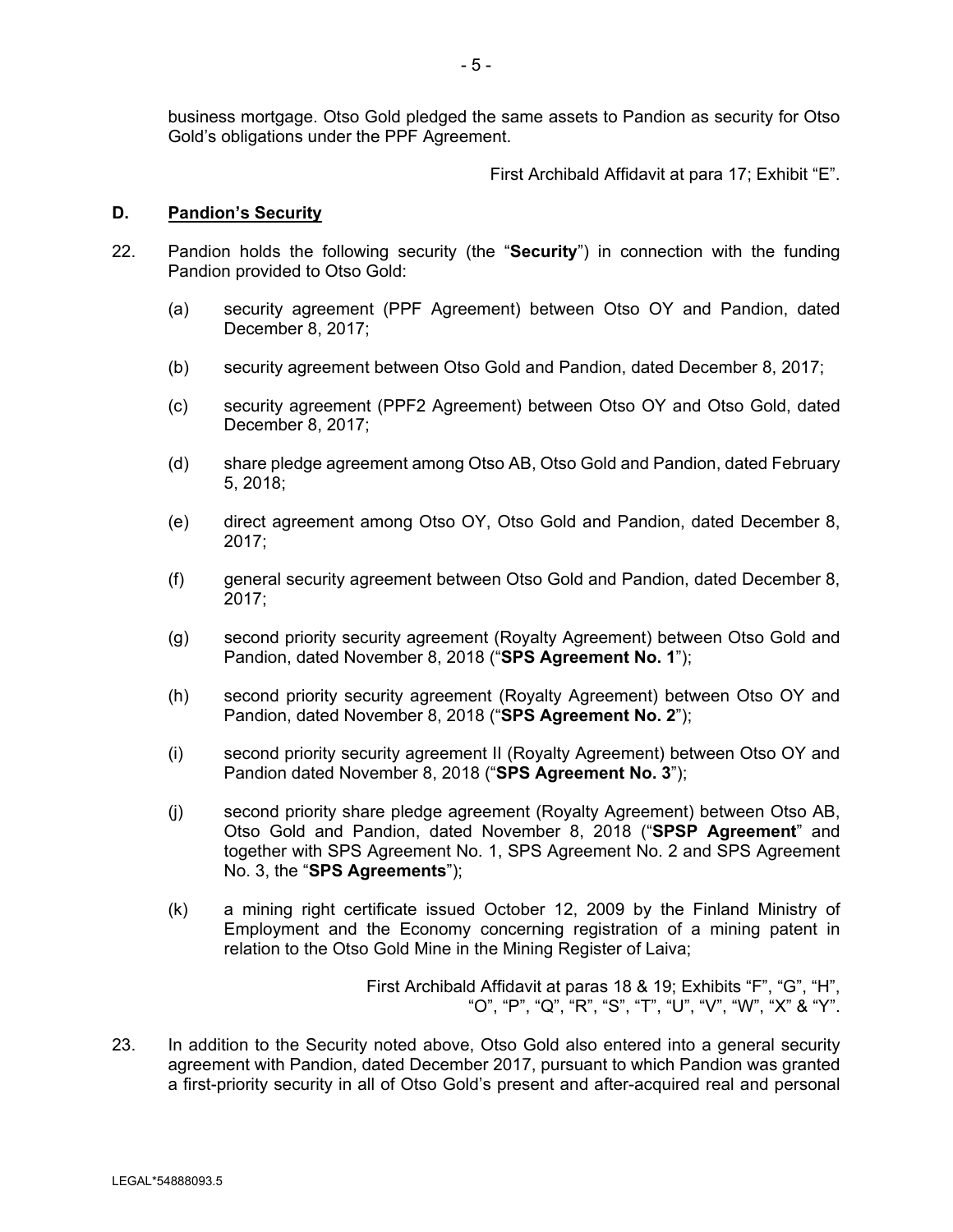business mortgage. Otso Gold pledged the same assets to Pandion as security for Otso Gold's obligations under the PPF Agreement.

First Archibald Affidavit at para 17; Exhibit "E".

## D. Pandion's Security

22. Pandion holds the following security (the "**Security**") in connection with the funding Pandion provided to Otso Gold:

    (a) security agreement (PPF Agreement) between Otso OY and Pandion, dated December 8, 2017;

    (b) security agreement between Otso Gold and Pandion, dated December 8, 2017;

    (c) security agreement (PPF2 Agreement) between Otso OY and Otso Gold, dated December 8, 2017;

    (d) share pledge agreement among Otso AB, Otso Gold and Pandion, dated February 5, 2018;

    (e) direct agreement among Otso OY, Otso Gold and Pandion, dated December 8, 2017;

    (f) general security agreement between Otso Gold and Pandion, dated December 8, 2017;

    (g) second priority security agreement (Royalty Agreement) between Otso Gold and Pandion, dated November 8, 2018 ("**SPS Agreement No. 1**");

    (h) second priority security agreement (Royalty Agreement) between Otso OY and Pandion, dated November 8, 2018 ("**SPS Agreement No. 2**");

    (i) second priority security agreement II (Royalty Agreement) between Otso OY and Pandion dated November 8, 2018 ("**SPS Agreement No. 3**");

    (j) second priority share pledge agreement (Royalty Agreement) between Otso AB, Otso Gold and Pandion, dated November 8, 2018 ("**SPSP Agreement**" and together with SPS Agreement No. 1, SPS Agreement No. 2 and SPS Agreement No. 3, the "**SPS Agreements**");

    (k) a mining right certificate issued October 12, 2009 by the Finland Ministry of Employment and the Economy concerning registration of a mining patent in relation to the Otso Gold Mine in the Mining Register of Laiva;

First Archibald Affidavit at paras 18 & 19; Exhibits "F", "G", "H", "O", "P", "Q", "R", "S", "T", "U", "V", "W", "X" & "Y".

23. In addition to the Security noted above, Otso Gold also entered into a general security agreement with Pandion, dated December 2017, pursuant to which Pandion was granted a first-priority security in all of Otso Gold's present and after-acquired real and personal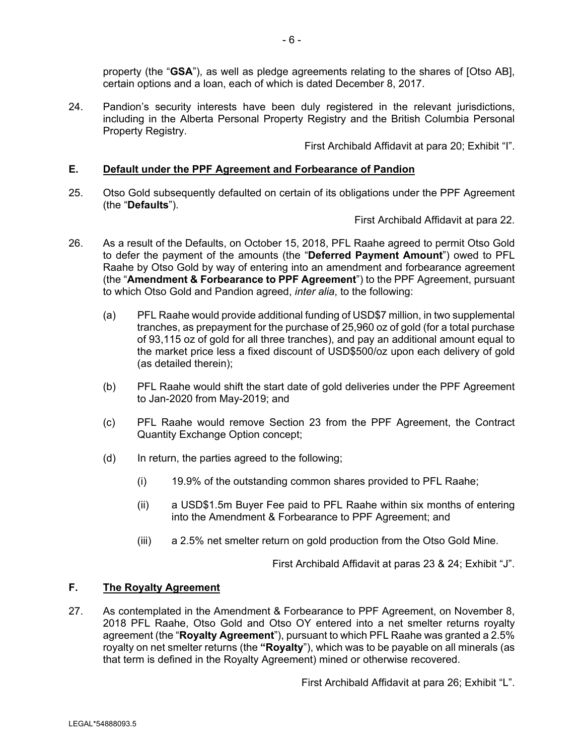property (the "**GSA**"), as well as pledge agreements relating to the shares of [Otso AB], certain options and a loan, each of which is dated December 8, 2017.

24. Pandion's security interests have been duly registered in the relevant jurisdictions, including in the Alberta Personal Property Registry and the British Columbia Personal Property Registry.

First Archibald Affidavit at para 20; Exhibit "I".

## E. Default under the PPF Agreement and Forbearance of Pandion

25. Otso Gold subsequently defaulted on certain of its obligations under the PPF Agreement (the "**Defaults**").

First Archibald Affidavit at para 22.

26. As a result of the Defaults, on October 15, 2018, PFL Raahe agreed to permit Otso Gold to defer the payment of the amounts (the "**Deferred Payment Amount**") owed to PFL Raahe by Otso Gold by way of entering into an amendment and forbearance agreement (the "**Amendment & Forbearance to PPF Agreement**") to the PPF Agreement, pursuant to which Otso Gold and Pandion agreed, *inter alia*, to the following:

   (a) PFL Raahe would provide additional funding of USD$7 million, in two supplemental tranches, as prepayment for the purchase of 25,960 oz of gold (for a total purchase of 93,115 oz of gold for all three tranches), and pay an additional amount equal to the market price less a fixed discount of USD$500/oz upon each delivery of gold (as detailed therein);

   (b) PFL Raahe would shift the start date of gold deliveries under the PPF Agreement to Jan-2020 from May-2019; and

   (c) PFL Raahe would remove Section 23 from the PPF Agreement, the Contract Quantity Exchange Option concept;

   (d) In return, the parties agreed to the following;

      (i) 19.9% of the outstanding common shares provided to PFL Raahe;

      (ii) a USD$1.5m Buyer Fee paid to PFL Raahe within six months of entering into the Amendment & Forbearance to PPF Agreement; and

      (iii) a 2.5% net smelter return on gold production from the Otso Gold Mine.

First Archibald Affidavit at paras 23 & 24; Exhibit "J".

## F. The Royalty Agreement

27. As contemplated in the Amendment & Forbearance to PPF Agreement, on November 8, 2018 PFL Raahe, Otso Gold and Otso OY entered into a net smelter returns royalty agreement (the "**Royalty Agreement**"), pursuant to which PFL Raahe was granted a 2.5% royalty on net smelter returns (the **"Royalty"**), which was to be payable on all minerals (as that term is defined in the Royalty Agreement) mined or otherwise recovered.

First Archibald Affidavit at para 26; Exhibit "L".

LEGAL*54888093.5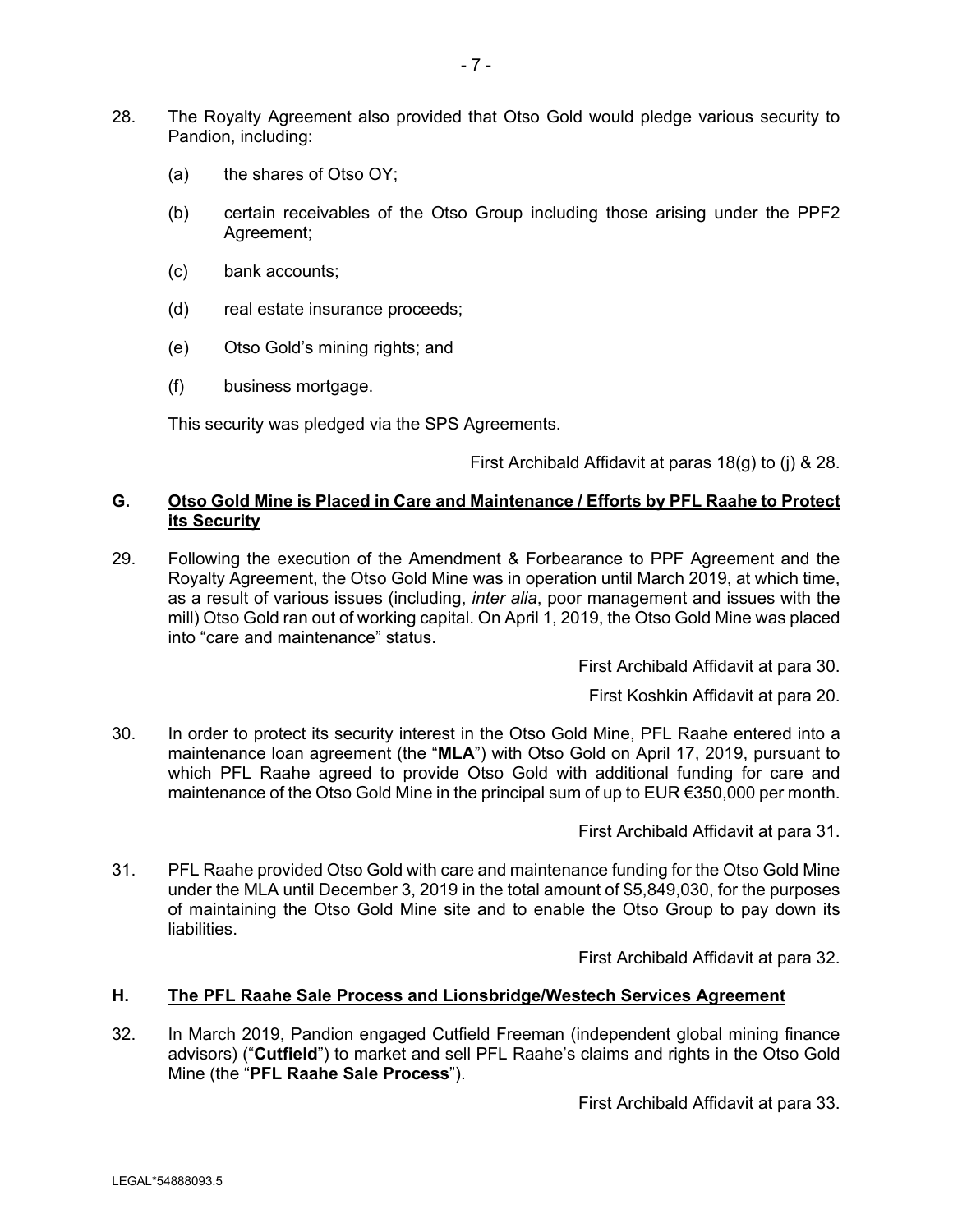28. The Royalty Agreement also provided that Otso Gold would pledge various security to Pandion, including:

    (a) the shares of Otso OY;

    (b) certain receivables of the Otso Group including those arising under the PPF2 Agreement;

    (c) bank accounts;

    (d) real estate insurance proceeds;

    (e) Otso Gold's mining rights; and

    (f) business mortgage.

    This security was pledged via the SPS Agreements.

First Archibald Affidavit at paras 18(g) to (j) & 28.

## G. Otso Gold Mine is Placed in Care and Maintenance / Efforts by PFL Raahe to Protect its Security

29. Following the execution of the Amendment & Forbearance to PPF Agreement and the Royalty Agreement, the Otso Gold Mine was in operation until March 2019, at which time, as a result of various issues (including, *inter alia*, poor management and issues with the mill) Otso Gold ran out of working capital. On April 1, 2019, the Otso Gold Mine was placed into "care and maintenance" status.

First Archibald Affidavit at para 30.

First Koshkin Affidavit at para 20.

30. In order to protect its security interest in the Otso Gold Mine, PFL Raahe entered into a maintenance loan agreement (the "**MLA**") with Otso Gold on April 17, 2019, pursuant to which PFL Raahe agreed to provide Otso Gold with additional funding for care and maintenance of the Otso Gold Mine in the principal sum of up to EUR €350,000 per month.

First Archibald Affidavit at para 31.

31. PFL Raahe provided Otso Gold with care and maintenance funding for the Otso Gold Mine under the MLA until December 3, 2019 in the total amount of $5,849,030, for the purposes of maintaining the Otso Gold Mine site and to enable the Otso Group to pay down its liabilities.

First Archibald Affidavit at para 32.

## H. The PFL Raahe Sale Process and Lionsbridge/Westech Services Agreement

32. In March 2019, Pandion engaged Cutfield Freeman (independent global mining finance advisors) ("**Cutfield**") to market and sell PFL Raahe's claims and rights in the Otso Gold Mine (the "**PFL Raahe Sale Process**").

First Archibald Affidavit at para 33.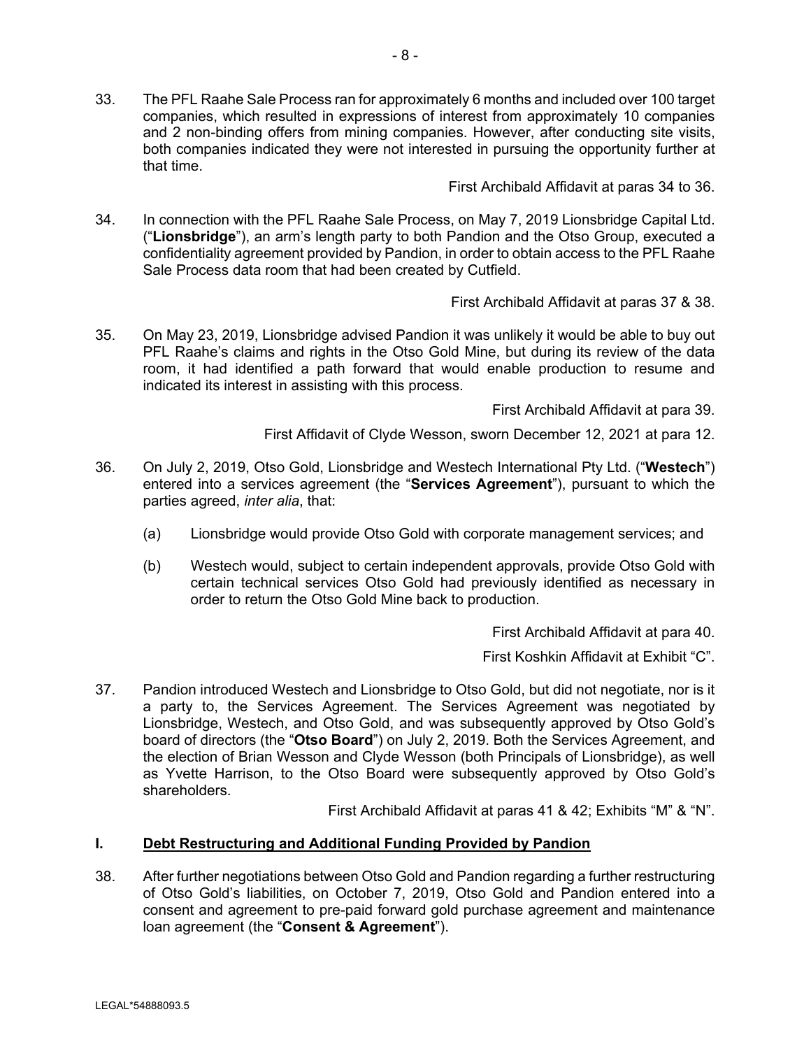33. The PFL Raahe Sale Process ran for approximately 6 months and included over 100 target companies, which resulted in expressions of interest from approximately 10 companies and 2 non-binding offers from mining companies. However, after conducting site visits, both companies indicated they were not interested in pursuing the opportunity further at that time.

First Archibald Affidavit at paras 34 to 36.

34. In connection with the PFL Raahe Sale Process, on May 7, 2019 Lionsbridge Capital Ltd. ("**Lionsbridge**"), an arm's length party to both Pandion and the Otso Group, executed a confidentiality agreement provided by Pandion, in order to obtain access to the PFL Raahe Sale Process data room that had been created by Cutfield.

First Archibald Affidavit at paras 37 & 38.

35. On May 23, 2019, Lionsbridge advised Pandion it was unlikely it would be able to buy out PFL Raahe's claims and rights in the Otso Gold Mine, but during its review of the data room, it had identified a path forward that would enable production to resume and indicated its interest in assisting with this process.

First Archibald Affidavit at para 39.

First Affidavit of Clyde Wesson, sworn December 12, 2021 at para 12.

36. On July 2, 2019, Otso Gold, Lionsbridge and Westech International Pty Ltd. ("**Westech**") entered into a services agreement (the "**Services Agreement**"), pursuant to which the parties agreed, *inter alia*, that:

    (a) Lionsbridge would provide Otso Gold with corporate management services; and

    (b) Westech would, subject to certain independent approvals, provide Otso Gold with certain technical services Otso Gold had previously identified as necessary in order to return the Otso Gold Mine back to production.

First Archibald Affidavit at para 40.

First Koshkin Affidavit at Exhibit "C".

37. Pandion introduced Westech and Lionsbridge to Otso Gold, but did not negotiate, nor is it a party to, the Services Agreement. The Services Agreement was negotiated by Lionsbridge, Westech, and Otso Gold, and was subsequently approved by Otso Gold's board of directors (the "**Otso Board**") on July 2, 2019. Both the Services Agreement, and the election of Brian Wesson and Clyde Wesson (both Principals of Lionsbridge), as well as Yvette Harrison, to the Otso Board were subsequently approved by Otso Gold's shareholders.

First Archibald Affidavit at paras 41 & 42; Exhibits "M" & "N".

## I. Debt Restructuring and Additional Funding Provided by Pandion

38. After further negotiations between Otso Gold and Pandion regarding a further restructuring of Otso Gold's liabilities, on October 7, 2019, Otso Gold and Pandion entered into a consent and agreement to pre-paid forward gold purchase agreement and maintenance loan agreement (the "**Consent & Agreement**").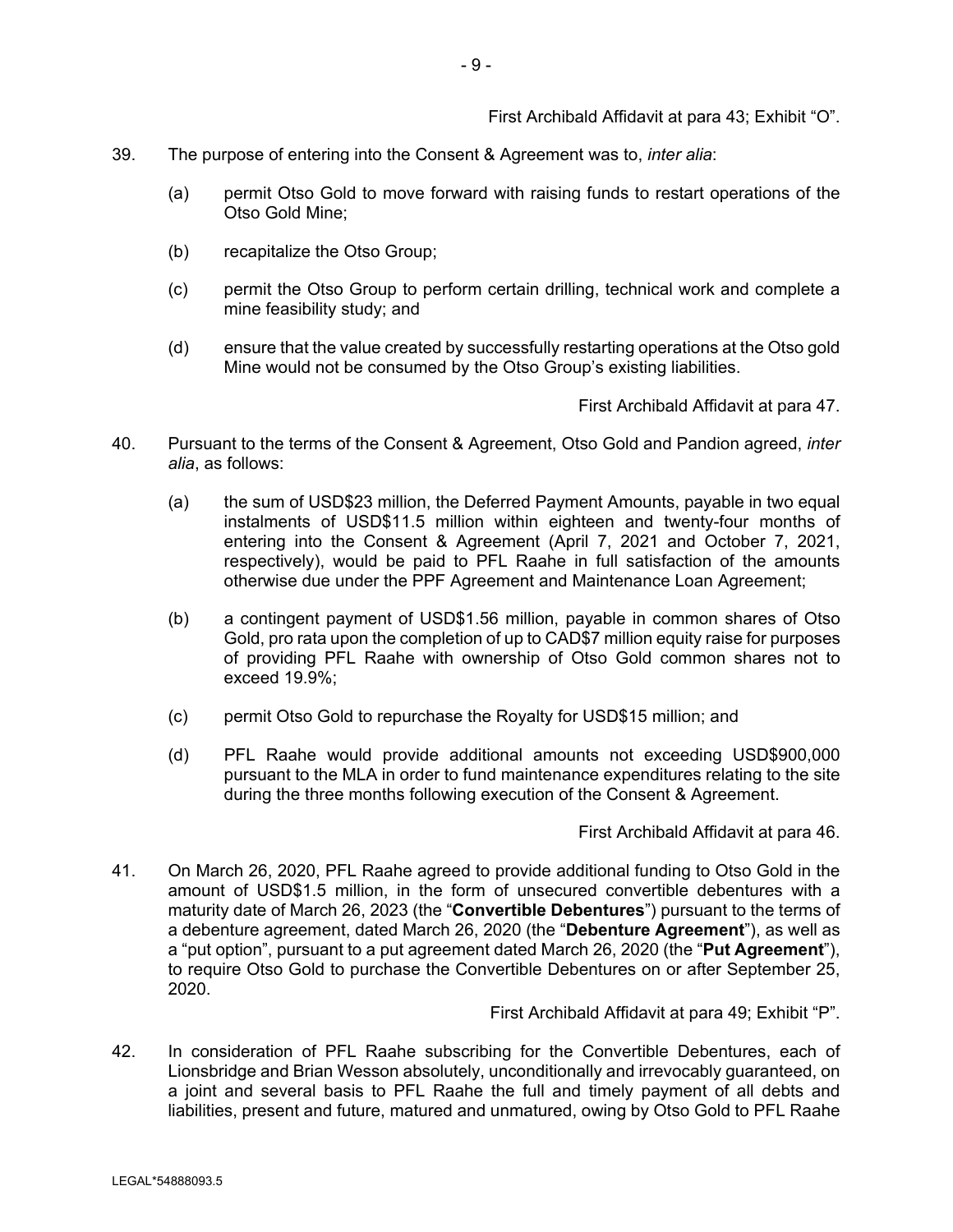First Archibald Affidavit at para 43; Exhibit "O".

39. The purpose of entering into the Consent & Agreement was to, *inter alia*:

    (a) permit Otso Gold to move forward with raising funds to restart operations of the Otso Gold Mine;

    (b) recapitalize the Otso Group;

    (c) permit the Otso Group to perform certain drilling, technical work and complete a mine feasibility study; and

    (d) ensure that the value created by successfully restarting operations at the Otso gold Mine would not be consumed by the Otso Group's existing liabilities.

First Archibald Affidavit at para 47.

40. Pursuant to the terms of the Consent & Agreement, Otso Gold and Pandion agreed, *inter alia*, as follows:

    (a) the sum of USD$23 million, the Deferred Payment Amounts, payable in two equal instalments of USD$11.5 million within eighteen and twenty-four months of entering into the Consent & Agreement (April 7, 2021 and October 7, 2021, respectively), would be paid to PFL Raahe in full satisfaction of the amounts otherwise due under the PPF Agreement and Maintenance Loan Agreement;

    (b) a contingent payment of USD$1.56 million, payable in common shares of Otso Gold, pro rata upon the completion of up to CAD$7 million equity raise for purposes of providing PFL Raahe with ownership of Otso Gold common shares not to exceed 19.9%;

    (c) permit Otso Gold to repurchase the Royalty for USD$15 million; and

    (d) PFL Raahe would provide additional amounts not exceeding USD$900,000 pursuant to the MLA in order to fund maintenance expenditures relating to the site during the three months following execution of the Consent & Agreement.

First Archibald Affidavit at para 46.

41. On March 26, 2020, PFL Raahe agreed to provide additional funding to Otso Gold in the amount of USD$1.5 million, in the form of unsecured convertible debentures with a maturity date of March 26, 2023 (the "**Convertible Debentures**") pursuant to the terms of a debenture agreement, dated March 26, 2020 (the "**Debenture Agreement**"), as well as a "put option", pursuant to a put agreement dated March 26, 2020 (the "**Put Agreement**"), to require Otso Gold to purchase the Convertible Debentures on or after September 25, 2020.

First Archibald Affidavit at para 49; Exhibit "P".

42. In consideration of PFL Raahe subscribing for the Convertible Debentures, each of Lionsbridge and Brian Wesson absolutely, unconditionally and irrevocably guaranteed, on a joint and several basis to PFL Raahe the full and timely payment of all debts and liabilities, present and future, matured and unmatured, owing by Otso Gold to PFL Raahe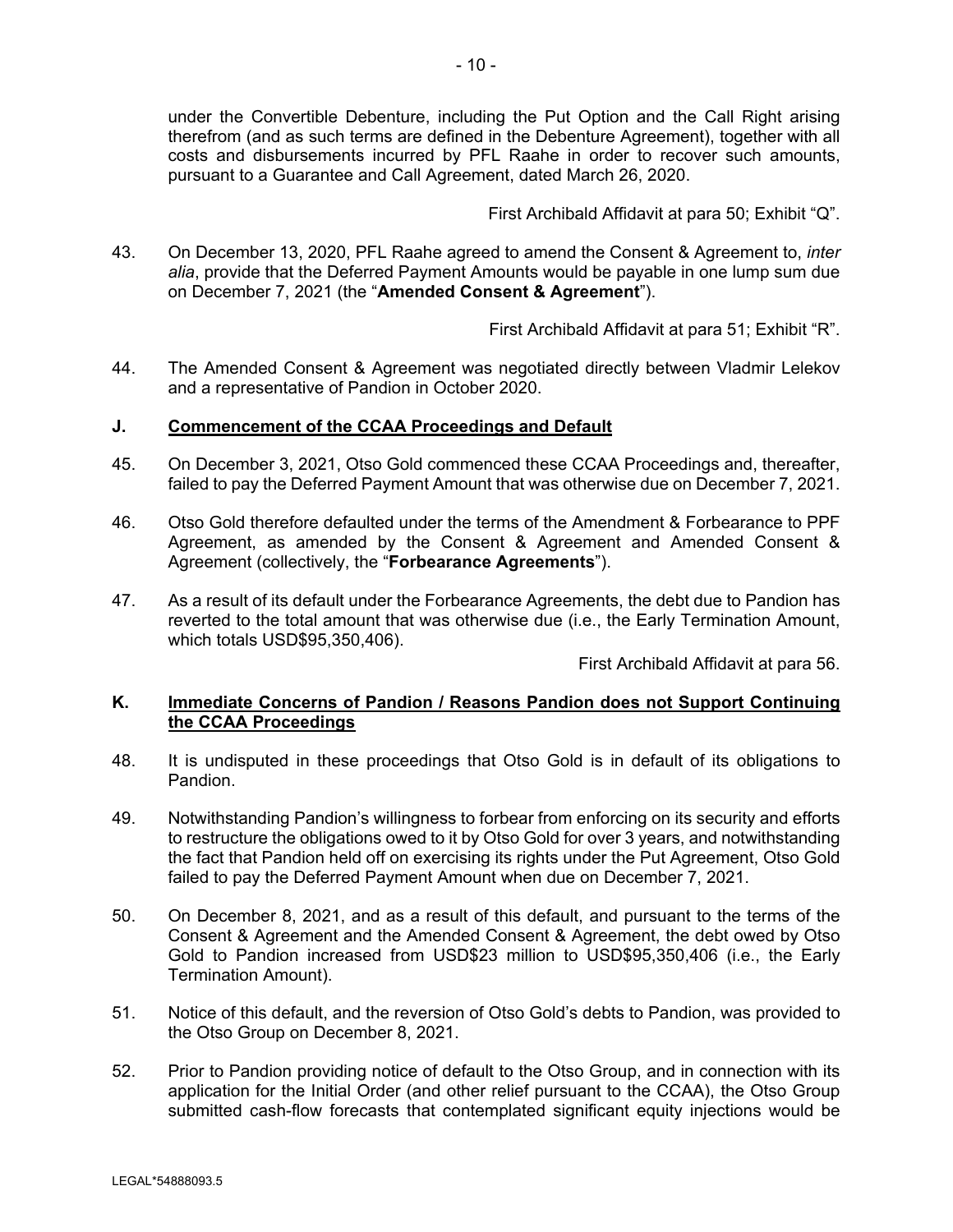under the Convertible Debenture, including the Put Option and the Call Right arising therefrom (and as such terms are defined in the Debenture Agreement), together with all costs and disbursements incurred by PFL Raahe in order to recover such amounts, pursuant to a Guarantee and Call Agreement, dated March 26, 2020.

First Archibald Affidavit at para 50; Exhibit "Q".

43. On December 13, 2020, PFL Raahe agreed to amend the Consent & Agreement to, *inter alia*, provide that the Deferred Payment Amounts would be payable in one lump sum due on December 7, 2021 (the "**Amended Consent & Agreement**").

First Archibald Affidavit at para 51; Exhibit "R".

44. The Amended Consent & Agreement was negotiated directly between Vladmir Lelekov and a representative of Pandion in October 2020.

### J. Commencement of the CCAA Proceedings and Default

45. On December 3, 2021, Otso Gold commenced these CCAA Proceedings and, thereafter, failed to pay the Deferred Payment Amount that was otherwise due on December 7, 2021.

46. Otso Gold therefore defaulted under the terms of the Amendment & Forbearance to PPF Agreement, as amended by the Consent & Agreement and Amended Consent & Agreement (collectively, the "**Forbearance Agreements**").

47. As a result of its default under the Forbearance Agreements, the debt due to Pandion has reverted to the total amount that was otherwise due (i.e., the Early Termination Amount, which totals USD$95,350,406).

First Archibald Affidavit at para 56.

### K. Immediate Concerns of Pandion / Reasons Pandion does not Support Continuing the CCAA Proceedings

48. It is undisputed in these proceedings that Otso Gold is in default of its obligations to Pandion.

49. Notwithstanding Pandion's willingness to forbear from enforcing on its security and efforts to restructure the obligations owed to it by Otso Gold for over 3 years, and notwithstanding the fact that Pandion held off on exercising its rights under the Put Agreement, Otso Gold failed to pay the Deferred Payment Amount when due on December 7, 2021.

50. On December 8, 2021, and as a result of this default, and pursuant to the terms of the Consent & Agreement and the Amended Consent & Agreement, the debt owed by Otso Gold to Pandion increased from USD$23 million to USD$95,350,406 (i.e., the Early Termination Amount).

51. Notice of this default, and the reversion of Otso Gold's debts to Pandion, was provided to the Otso Group on December 8, 2021.

52. Prior to Pandion providing notice of default to the Otso Group, and in connection with its application for the Initial Order (and other relief pursuant to the CCAA), the Otso Group submitted cash-flow forecasts that contemplated significant equity injections would be

LEGAL*54888093.5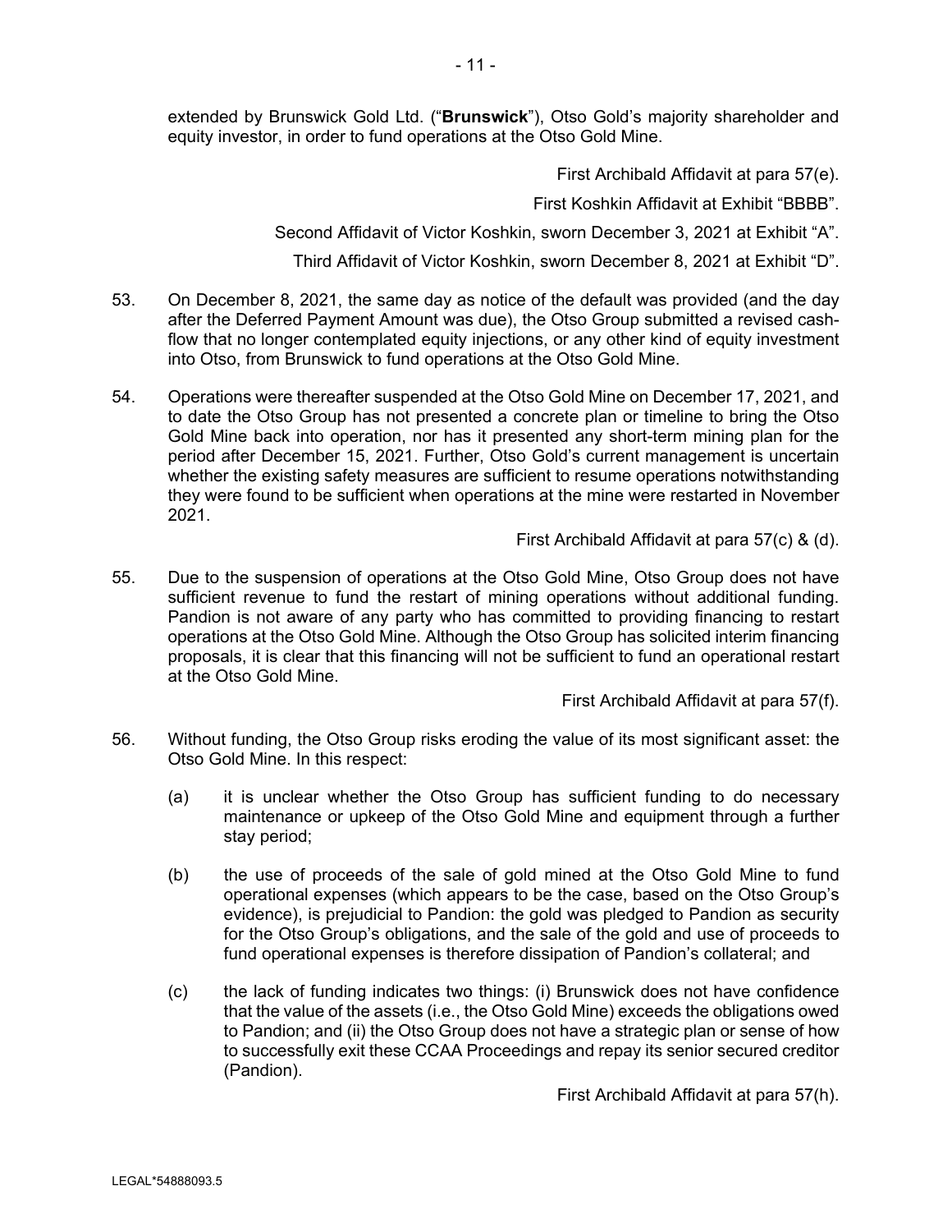extended by Brunswick Gold Ltd. ("**Brunswick**"), Otso Gold's majority shareholder and equity investor, in order to fund operations at the Otso Gold Mine.

First Archibald Affidavit at para 57(e).

First Koshkin Affidavit at Exhibit "BBBB".

Second Affidavit of Victor Koshkin, sworn December 3, 2021 at Exhibit "A".

Third Affidavit of Victor Koshkin, sworn December 8, 2021 at Exhibit "D".

53. On December 8, 2021, the same day as notice of the default was provided (and the day after the Deferred Payment Amount was due), the Otso Group submitted a revised cash-flow that no longer contemplated equity injections, or any other kind of equity investment into Otso, from Brunswick to fund operations at the Otso Gold Mine.

54. Operations were thereafter suspended at the Otso Gold Mine on December 17, 2021, and to date the Otso Group has not presented a concrete plan or timeline to bring the Otso Gold Mine back into operation, nor has it presented any short-term mining plan for the period after December 15, 2021. Further, Otso Gold's current management is uncertain whether the existing safety measures are sufficient to resume operations notwithstanding they were found to be sufficient when operations at the mine were restarted in November 2021.

First Archibald Affidavit at para 57(c) & (d).

55. Due to the suspension of operations at the Otso Gold Mine, Otso Group does not have sufficient revenue to fund the restart of mining operations without additional funding. Pandion is not aware of any party who has committed to providing financing to restart operations at the Otso Gold Mine. Although the Otso Group has solicited interim financing proposals, it is clear that this financing will not be sufficient to fund an operational restart at the Otso Gold Mine.

First Archibald Affidavit at para 57(f).

56. Without funding, the Otso Group risks eroding the value of its most significant asset: the Otso Gold Mine. In this respect:

   (a) it is unclear whether the Otso Group has sufficient funding to do necessary maintenance or upkeep of the Otso Gold Mine and equipment through a further stay period;

   (b) the use of proceeds of the sale of gold mined at the Otso Gold Mine to fund operational expenses (which appears to be the case, based on the Otso Group's evidence), is prejudicial to Pandion: the gold was pledged to Pandion as security for the Otso Group's obligations, and the sale of the gold and use of proceeds to fund operational expenses is therefore dissipation of Pandion's collateral; and

   (c) the lack of funding indicates two things: (i) Brunswick does not have confidence that the value of the assets (i.e., the Otso Gold Mine) exceeds the obligations owed to Pandion; and (ii) the Otso Group does not have a strategic plan or sense of how to successfully exit these CCAA Proceedings and repay its senior secured creditor (Pandion).

First Archibald Affidavit at para 57(h).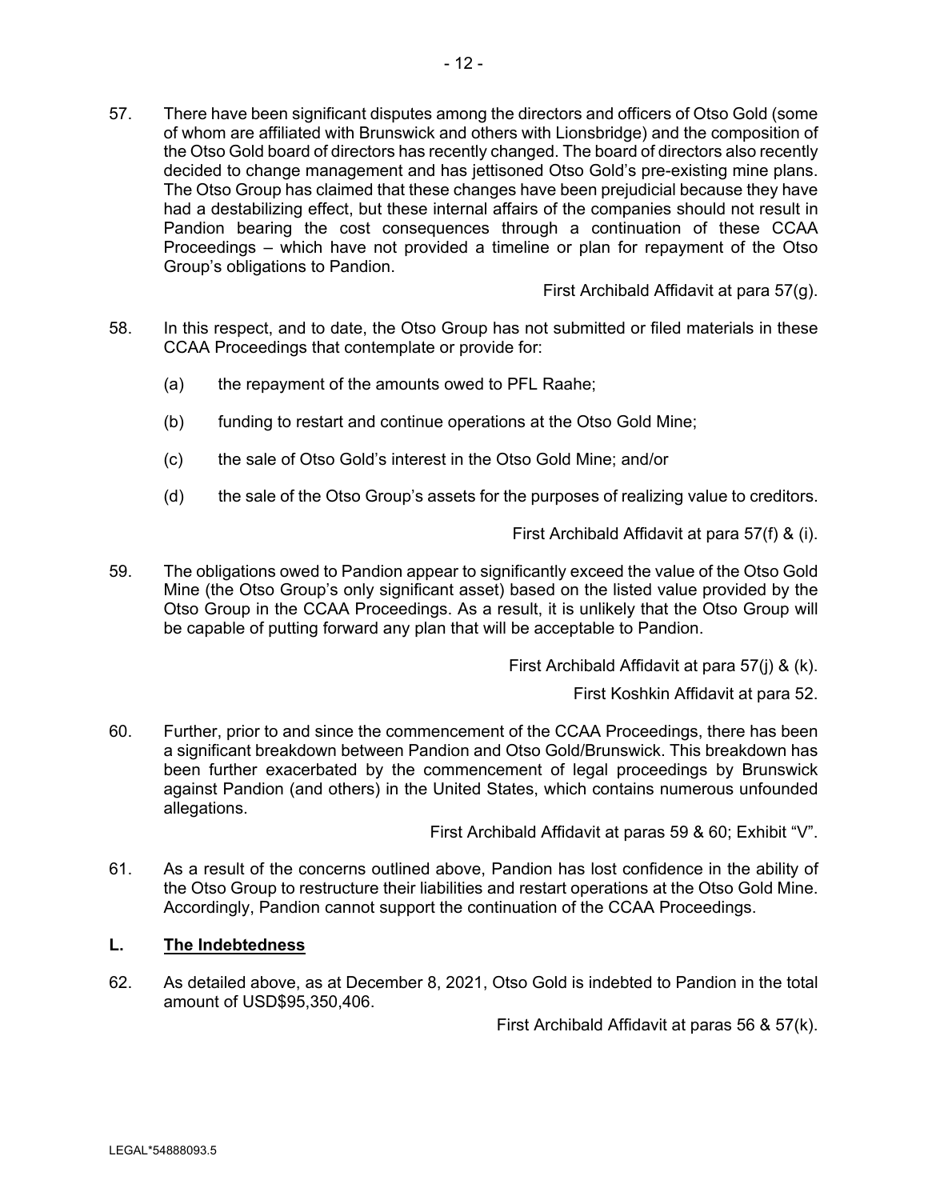57. There have been significant disputes among the directors and officers of Otso Gold (some of whom are affiliated with Brunswick and others with Lionsbridge) and the composition of the Otso Gold board of directors has recently changed. The board of directors also recently decided to change management and has jettisoned Otso Gold's pre-existing mine plans. The Otso Group has claimed that these changes have been prejudicial because they have had a destabilizing effect, but these internal affairs of the companies should not result in Pandion bearing the cost consequences through a continuation of these CCAA Proceedings – which have not provided a timeline or plan for repayment of the Otso Group's obligations to Pandion.

First Archibald Affidavit at para 57(g).

58. In this respect, and to date, the Otso Group has not submitted or filed materials in these CCAA Proceedings that contemplate or provide for:

(a) the repayment of the amounts owed to PFL Raahe;

(b) funding to restart and continue operations at the Otso Gold Mine;

(c) the sale of Otso Gold's interest in the Otso Gold Mine; and/or

(d) the sale of the Otso Group's assets for the purposes of realizing value to creditors.

First Archibald Affidavit at para 57(f) & (i).

59. The obligations owed to Pandion appear to significantly exceed the value of the Otso Gold Mine (the Otso Group's only significant asset) based on the listed value provided by the Otso Group in the CCAA Proceedings. As a result, it is unlikely that the Otso Group will be capable of putting forward any plan that will be acceptable to Pandion.

First Archibald Affidavit at para 57(j) & (k).

First Koshkin Affidavit at para 52.

60. Further, prior to and since the commencement of the CCAA Proceedings, there has been a significant breakdown between Pandion and Otso Gold/Brunswick. This breakdown has been further exacerbated by the commencement of legal proceedings by Brunswick against Pandion (and others) in the United States, which contains numerous unfounded allegations.

First Archibald Affidavit at paras 59 & 60; Exhibit "V".

61. As a result of the concerns outlined above, Pandion has lost confidence in the ability of the Otso Group to restructure their liabilities and restart operations at the Otso Gold Mine. Accordingly, Pandion cannot support the continuation of the CCAA Proceedings.

## L. <u>The Indebtedness</u>

62. As detailed above, as at December 8, 2021, Otso Gold is indebted to Pandion in the total amount of USD$95,350,406.

First Archibald Affidavit at paras 56 & 57(k).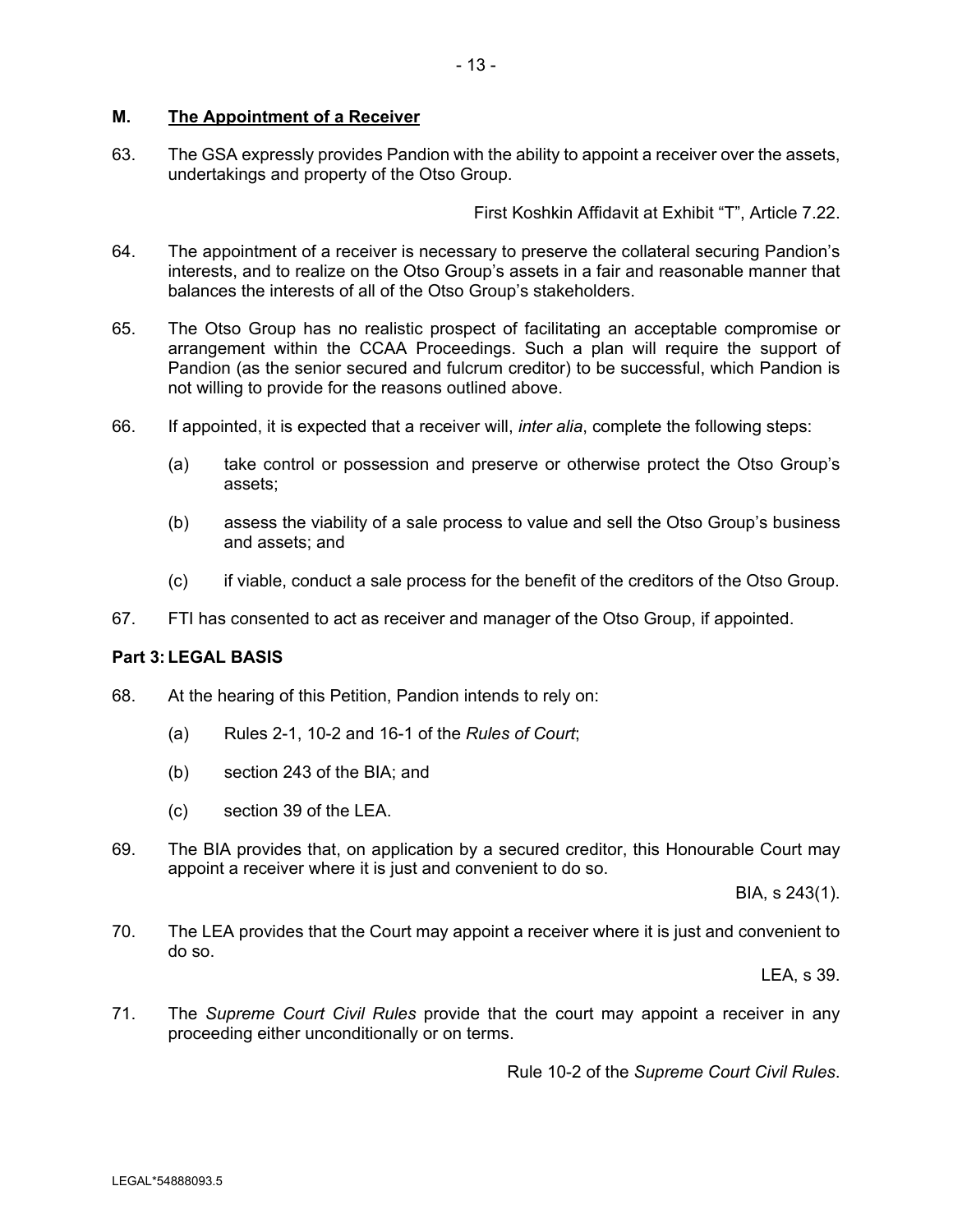## M. The Appointment of a Receiver

63. The GSA expressly provides Pandion with the ability to appoint a receiver over the assets, undertakings and property of the Otso Group.

First Koshkin Affidavit at Exhibit "T", Article 7.22.

64. The appointment of a receiver is necessary to preserve the collateral securing Pandion's interests, and to realize on the Otso Group's assets in a fair and reasonable manner that balances the interests of all of the Otso Group's stakeholders.

65. The Otso Group has no realistic prospect of facilitating an acceptable compromise or arrangement within the CCAA Proceedings. Such a plan will require the support of Pandion (as the senior secured and fulcrum creditor) to be successful, which Pandion is not willing to provide for the reasons outlined above.

66. If appointed, it is expected that a receiver will, *inter alia*, complete the following steps:

    (a) take control or possession and preserve or otherwise protect the Otso Group's assets;

    (b) assess the viability of a sale process to value and sell the Otso Group's business and assets; and

    (c) if viable, conduct a sale process for the benefit of the creditors of the Otso Group.

67. FTI has consented to act as receiver and manager of the Otso Group, if appointed.

## Part 3: LEGAL BASIS

68. At the hearing of this Petition, Pandion intends to rely on:

    (a) Rules 2-1, 10-2 and 16-1 of the *Rules of Court*;

    (b) section 243 of the BIA; and

    (c) section 39 of the LEA.

69. The BIA provides that, on application by a secured creditor, this Honourable Court may appoint a receiver where it is just and convenient to do so.

BIA, s 243(1).

70. The LEA provides that the Court may appoint a receiver where it is just and convenient to do so.

LEA, s 39.

71. The *Supreme Court Civil Rules* provide that the court may appoint a receiver in any proceeding either unconditionally or on terms.

Rule 10-2 of the *Supreme Court Civil Rules*.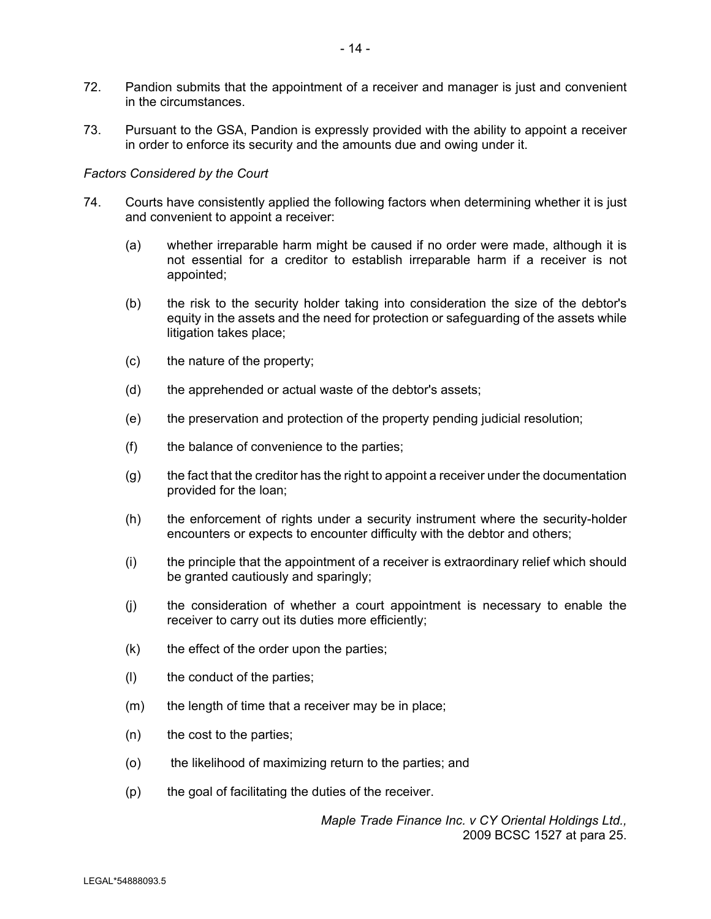72. Pandion submits that the appointment of a receiver and manager is just and convenient in the circumstances.

73. Pursuant to the GSA, Pandion is expressly provided with the ability to appoint a receiver in order to enforce its security and the amounts due and owing under it.

*Factors Considered by the Court*

74. Courts have consistently applied the following factors when determining whether it is just and convenient to appoint a receiver:

    (a) whether irreparable harm might be caused if no order were made, although it is not essential for a creditor to establish irreparable harm if a receiver is not appointed;

    (b) the risk to the security holder taking into consideration the size of the debtor's equity in the assets and the need for protection or safeguarding of the assets while litigation takes place;

    (c) the nature of the property;

    (d) the apprehended or actual waste of the debtor's assets;

    (e) the preservation and protection of the property pending judicial resolution;

    (f) the balance of convenience to the parties;

    (g) the fact that the creditor has the right to appoint a receiver under the documentation provided for the loan;

    (h) the enforcement of rights under a security instrument where the security-holder encounters or expects to encounter difficulty with the debtor and others;

    (i) the principle that the appointment of a receiver is extraordinary relief which should be granted cautiously and sparingly;

    (j) the consideration of whether a court appointment is necessary to enable the receiver to carry out its duties more efficiently;

    (k) the effect of the order upon the parties;

    (l) the conduct of the parties;

    (m) the length of time that a receiver may be in place;

    (n) the cost to the parties;

    (o) the likelihood of maximizing return to the parties; and

    (p) the goal of facilitating the duties of the receiver.

*Maple Trade Finance Inc. v CY Oriental Holdings Ltd.,* 2009 BCSC 1527 at para 25.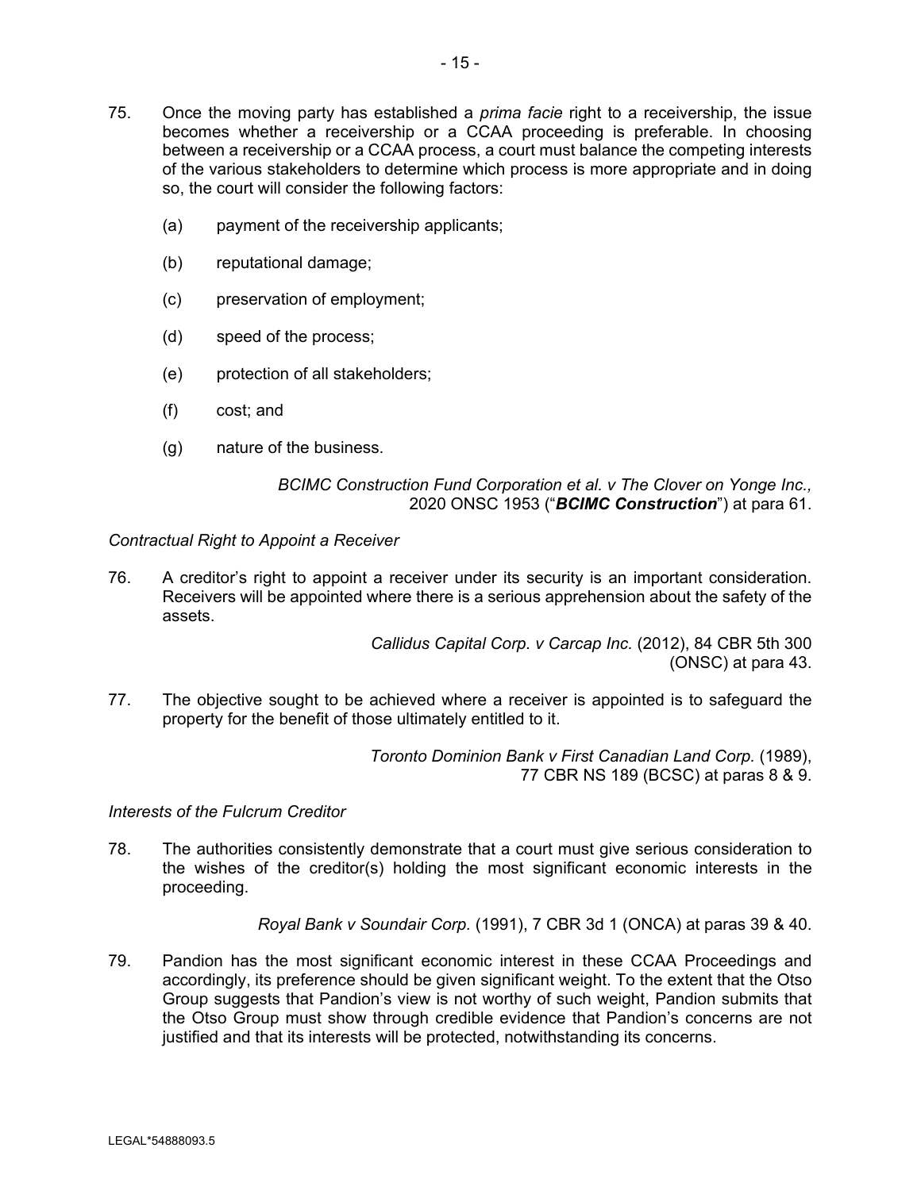75. Once the moving party has established a *prima facie* right to a receivership, the issue becomes whether a receivership or a CCAA proceeding is preferable. In choosing between a receivership or a CCAA process, a court must balance the competing interests of the various stakeholders to determine which process is more appropriate and in doing so, the court will consider the following factors:

    (a) payment of the receivership applicants;

    (b) reputational damage;

    (c) preservation of employment;

    (d) speed of the process;

    (e) protection of all stakeholders;

    (f) cost; and

    (g) nature of the business.

*BCIMC Construction Fund Corporation et al. v The Clover on Yonge Inc.,* 2020 ONSC 1953 ("***BCIMC Construction***") at para 61.

*Contractual Right to Appoint a Receiver*

76. A creditor's right to appoint a receiver under its security is an important consideration. Receivers will be appointed where there is a serious apprehension about the safety of the assets.

*Callidus Capital Corp. v Carcap Inc.* (2012), 84 CBR 5th 300 (ONSC) at para 43.

77. The objective sought to be achieved where a receiver is appointed is to safeguard the property for the benefit of those ultimately entitled to it.

*Toronto Dominion Bank v First Canadian Land Corp.* (1989), 77 CBR NS 189 (BCSC) at paras 8 & 9.

*Interests of the Fulcrum Creditor*

78. The authorities consistently demonstrate that a court must give serious consideration to the wishes of the creditor(s) holding the most significant economic interests in the proceeding.

*Royal Bank v Soundair Corp.* (1991), 7 CBR 3d 1 (ONCA) at paras 39 & 40.

79. Pandion has the most significant economic interest in these CCAA Proceedings and accordingly, its preference should be given significant weight. To the extent that the Otso Group suggests that Pandion's view is not worthy of such weight, Pandion submits that the Otso Group must show through credible evidence that Pandion's concerns are not justified and that its interests will be protected, notwithstanding its concerns.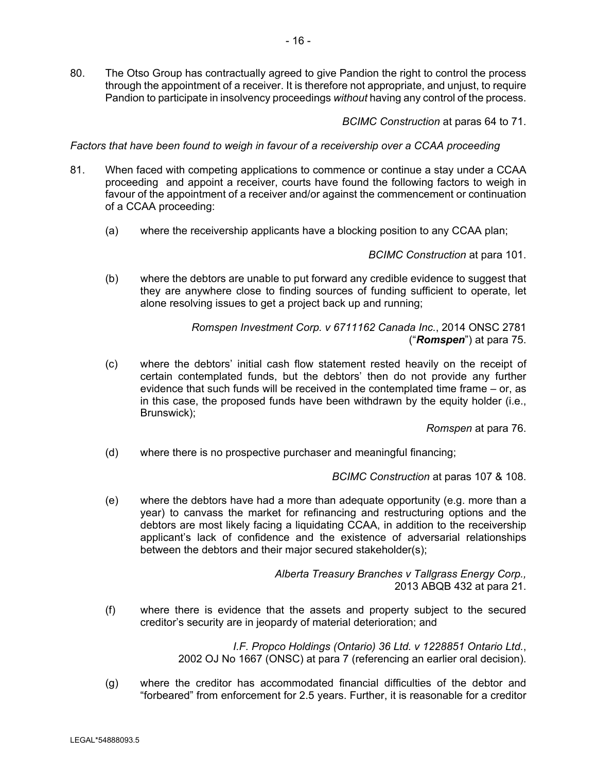80. The Otso Group has contractually agreed to give Pandion the right to control the process through the appointment of a receiver. It is therefore not appropriate, and unjust, to require Pandion to participate in insolvency proceedings *without* having any control of the process.

*BCIMC Construction* at paras 64 to 71.

*Factors that have been found to weigh in favour of a receivership over a CCAA proceeding*

81. When faced with competing applications to commence or continue a stay under a CCAA proceeding and appoint a receiver, courts have found the following factors to weigh in favour of the appointment of a receiver and/or against the commencement or continuation of a CCAA proceeding:

   (a) where the receivership applicants have a blocking position to any CCAA plan;

   *BCIMC Construction* at para 101.

   (b) where the debtors are unable to put forward any credible evidence to suggest that they are anywhere close to finding sources of funding sufficient to operate, let alone resolving issues to get a project back up and running;

   *Romspen Investment Corp. v 6711162 Canada Inc.*, 2014 ONSC 2781 ("***Romspen***") at para 75.

   (c) where the debtors' initial cash flow statement rested heavily on the receipt of certain contemplated funds, but the debtors' then do not provide any further evidence that such funds will be received in the contemplated time frame – or, as in this case, the proposed funds have been withdrawn by the equity holder (i.e., Brunswick);

   *Romspen* at para 76.

   (d) where there is no prospective purchaser and meaningful financing;

   *BCIMC Construction* at paras 107 & 108.

   (e) where the debtors have had a more than adequate opportunity (e.g. more than a year) to canvass the market for refinancing and restructuring options and the debtors are most likely facing a liquidating CCAA, in addition to the receivership applicant's lack of confidence and the existence of adversarial relationships between the debtors and their major secured stakeholder(s);

   *Alberta Treasury Branches v Tallgrass Energy Corp.,* 2013 ABQB 432 at para 21.

   (f) where there is evidence that the assets and property subject to the secured creditor's security are in jeopardy of material deterioration; and

   *I.F. Propco Holdings (Ontario) 36 Ltd. v 1228851 Ontario Ltd.*, 2002 OJ No 1667 (ONSC) at para 7 (referencing an earlier oral decision).

   (g) where the creditor has accommodated financial difficulties of the debtor and "forbeared" from enforcement for 2.5 years. Further, it is reasonable for a creditor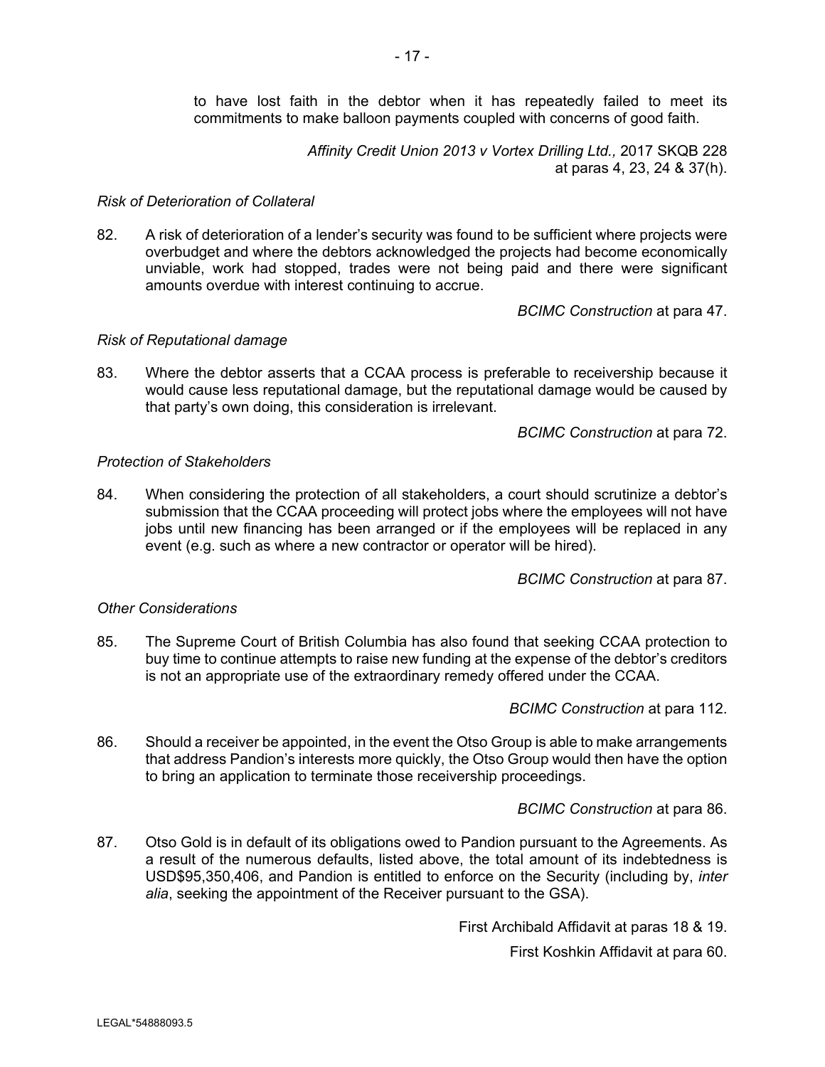to have lost faith in the debtor when it has repeatedly failed to meet its commitments to make balloon payments coupled with concerns of good faith.

*Affinity Credit Union 2013 v Vortex Drilling Ltd.,* 2017 SKQB 228 at paras 4, 23, 24 & 37(h).

*Risk of Deterioration of Collateral*

82. A risk of deterioration of a lender's security was found to be sufficient where projects were overbudget and where the debtors acknowledged the projects had become economically unviable, work had stopped, trades were not being paid and there were significant amounts overdue with interest continuing to accrue.

*BCIMC Construction* at para 47.

*Risk of Reputational damage*

83. Where the debtor asserts that a CCAA process is preferable to receivership because it would cause less reputational damage, but the reputational damage would be caused by that party's own doing, this consideration is irrelevant.

*BCIMC Construction* at para 72.

*Protection of Stakeholders*

84. When considering the protection of all stakeholders, a court should scrutinize a debtor's submission that the CCAA proceeding will protect jobs where the employees will not have jobs until new financing has been arranged or if the employees will be replaced in any event (e.g. such as where a new contractor or operator will be hired).

*BCIMC Construction* at para 87.

*Other Considerations*

85. The Supreme Court of British Columbia has also found that seeking CCAA protection to buy time to continue attempts to raise new funding at the expense of the debtor's creditors is not an appropriate use of the extraordinary remedy offered under the CCAA.

*BCIMC Construction* at para 112.

86. Should a receiver be appointed, in the event the Otso Group is able to make arrangements that address Pandion's interests more quickly, the Otso Group would then have the option to bring an application to terminate those receivership proceedings.

*BCIMC Construction* at para 86.

87. Otso Gold is in default of its obligations owed to Pandion pursuant to the Agreements. As a result of the numerous defaults, listed above, the total amount of its indebtedness is USD$95,350,406, and Pandion is entitled to enforce on the Security (including by, *inter alia*, seeking the appointment of the Receiver pursuant to the GSA).

First Archibald Affidavit at paras 18 & 19.

First Koshkin Affidavit at para 60.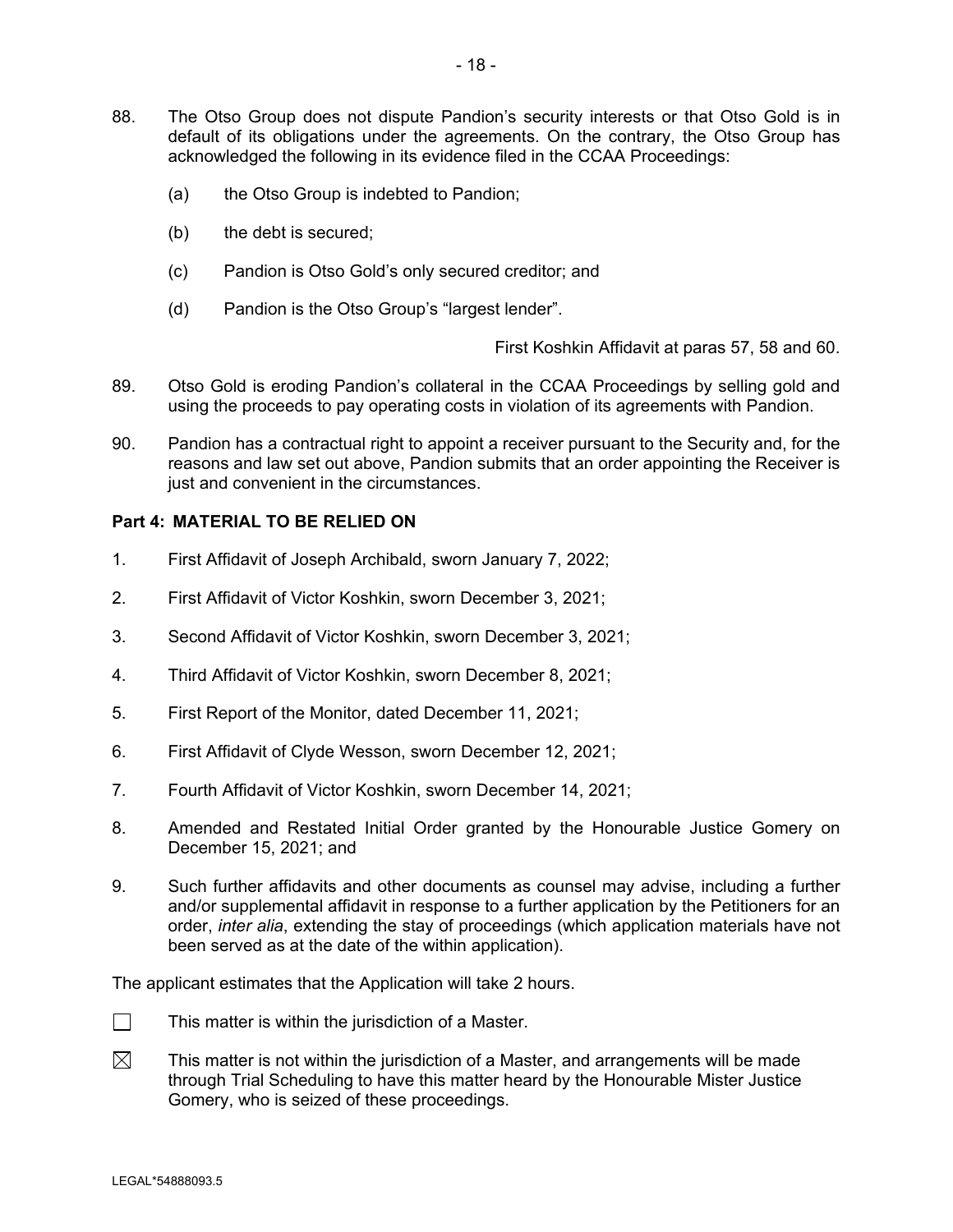88. The Otso Group does not dispute Pandion's security interests or that Otso Gold is in default of its obligations under the agreements. On the contrary, the Otso Group has acknowledged the following in its evidence filed in the CCAA Proceedings:

   (a) the Otso Group is indebted to Pandion;

   (b) the debt is secured;

   (c) Pandion is Otso Gold's only secured creditor; and

   (d) Pandion is the Otso Group's "largest lender".

   First Koshkin Affidavit at paras 57, 58 and 60.

89. Otso Gold is eroding Pandion's collateral in the CCAA Proceedings by selling gold and using the proceeds to pay operating costs in violation of its agreements with Pandion.

90. Pandion has a contractual right to appoint a receiver pursuant to the Security and, for the reasons and law set out above, Pandion submits that an order appointing the Receiver is just and convenient in the circumstances.

**Part 4: MATERIAL TO BE RELIED ON**

1. First Affidavit of Joseph Archibald, sworn January 7, 2022;

2. First Affidavit of Victor Koshkin, sworn December 3, 2021;

3. Second Affidavit of Victor Koshkin, sworn December 3, 2021;

4. Third Affidavit of Victor Koshkin, sworn December 8, 2021;

5. First Report of the Monitor, dated December 11, 2021;

6. First Affidavit of Clyde Wesson, sworn December 12, 2021;

7. Fourth Affidavit of Victor Koshkin, sworn December 14, 2021;

8. Amended and Restated Initial Order granted by the Honourable Justice Gomery on December 15, 2021; and

9. Such further affidavits and other documents as counsel may advise, including a further and/or supplemental affidavit in response to a further application by the Petitioners for an order, *inter alia*, extending the stay of proceedings (which application materials have not been served as at the date of the within application).

The applicant estimates that the Application will take 2 hours.

☐ This matter is within the jurisdiction of a Master.

☒ This matter is not within the jurisdiction of a Master, and arrangements will be made through Trial Scheduling to have this matter heard by the Honourable Mister Justice Gomery, who is seized of these proceedings.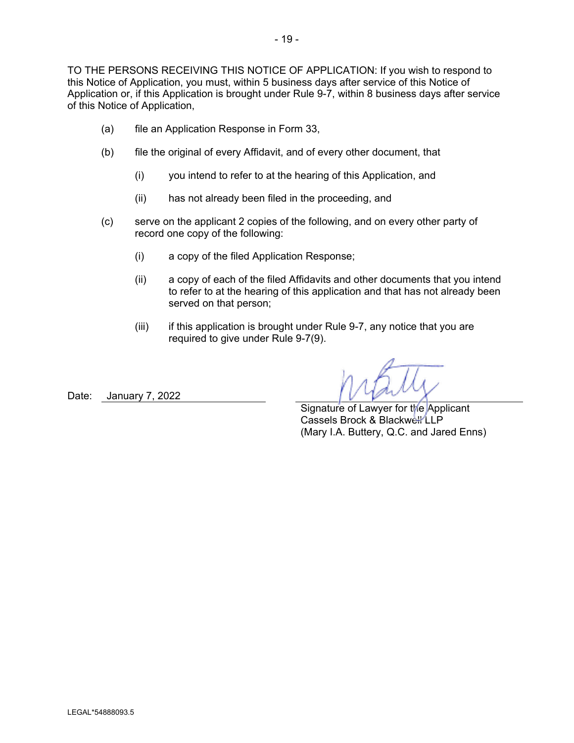TO THE PERSONS RECEIVING THIS NOTICE OF APPLICATION: If you wish to respond to this Notice of Application, you must, within 5 business days after service of this Notice of Application or, if this Application is brought under Rule 9-7, within 8 business days after service of this Notice of Application,

(a) file an Application Response in Form 33,

(b) file the original of every Affidavit, and of every other document, that

  (i) you intend to refer to at the hearing of this Application, and

  (ii) has not already been filed in the proceeding, and

(c) serve on the applicant 2 copies of the following, and on every other party of record one copy of the following:

  (i) a copy of the filed Application Response;

  (ii) a copy of each of the filed Affidavits and other documents that you intend to refer to at the hearing of this application and that has not already been served on that person;

  (iii) if this application is brought under Rule 9-7, any notice that you are required to give under Rule 9-7(9).

Date: January 7, 2022

Signature of Lawyer for the Applicant
Cassels Brock & Blackwell LLP
(Mary I.A. Buttery, Q.C. and Jared Enns)

LEGAL*54888093.5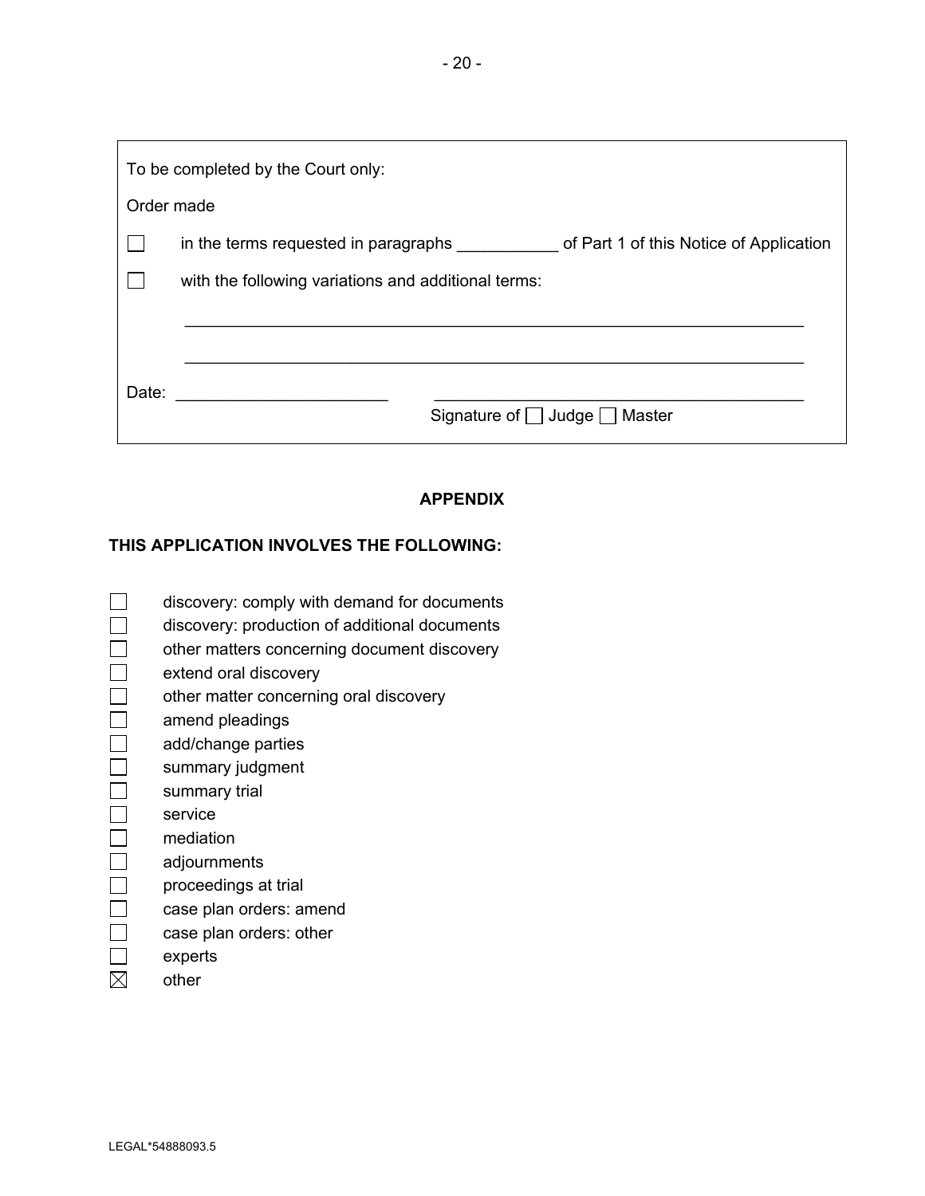To be completed by the Court only:

Order made

☐ in the terms requested in paragraphs ___________ of Part 1 of this Notice of Application

☐ with the following variations and additional terms:

______________________________________________________________________

______________________________________________________________________

Date: ______________________ ______________________________________

Signature of ☐ Judge ☐ Master

**APPENDIX**

**THIS APPLICATION INVOLVES THE FOLLOWING:**

☐ discovery: comply with demand for documents
☐ discovery: production of additional documents
☐ other matters concerning document discovery
☐ extend oral discovery
☐ other matter concerning oral discovery
☐ amend pleadings
☐ add/change parties
☐ summary judgment
☐ summary trial
☐ service
☐ mediation
☐ adjournments
☐ proceedings at trial
☐ case plan orders: amend
☐ case plan orders: other
☐ experts
☒ other

LEGAL*54888093.5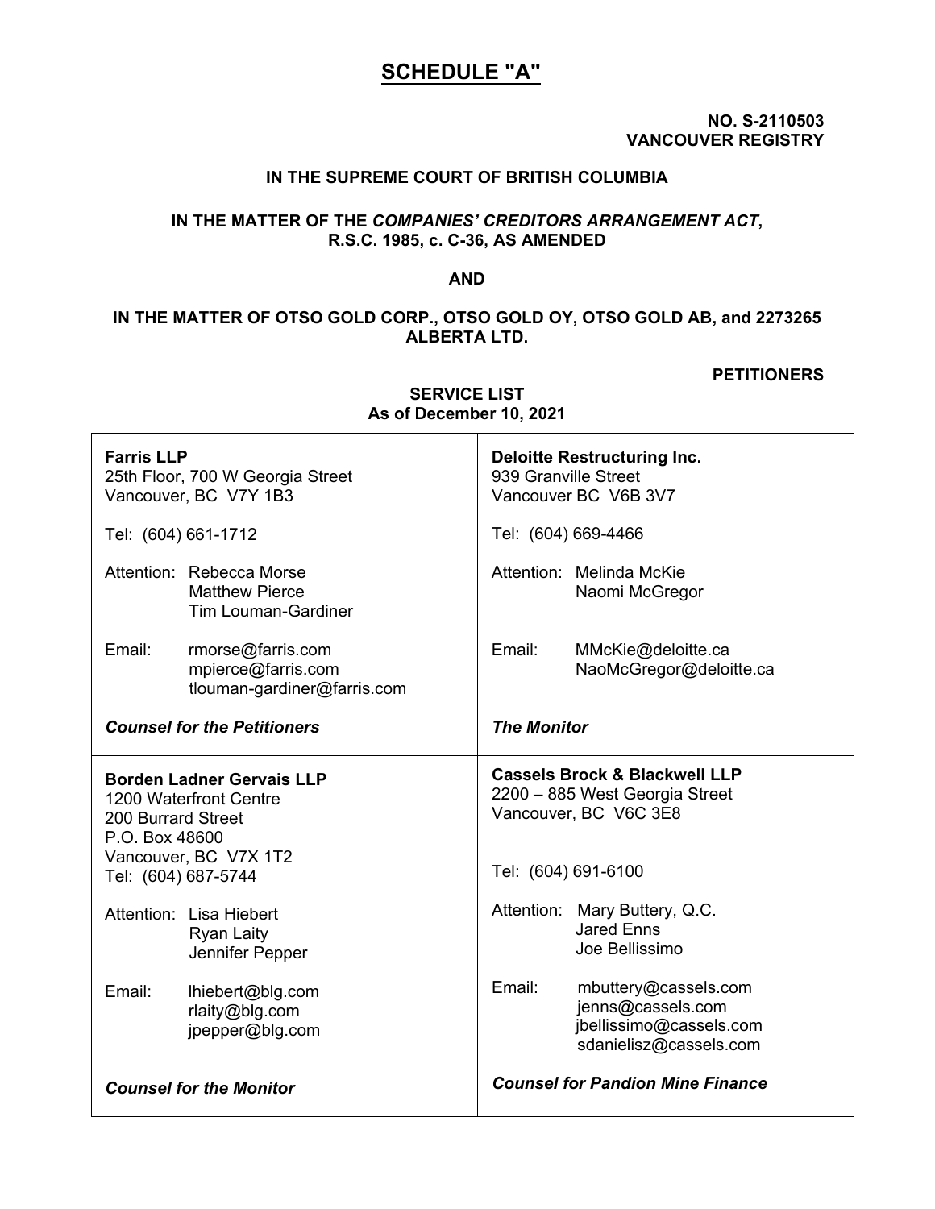# SCHEDULE "A"

**NO. S-2110503**
**VANCOUVER REGISTRY**

**IN THE SUPREME COURT OF BRITISH COLUMBIA**

**IN THE MATTER OF THE *COMPANIES' CREDITORS ARRANGEMENT ACT*, R.S.C. 1985, c. C-36, AS AMENDED**

**AND**

**IN THE MATTER OF OTSO GOLD CORP., OTSO GOLD OY, OTSO GOLD AB, and 2273265 ALBERTA LTD.**

**PETITIONERS**

**SERVICE LIST**
**As of December 10, 2021**

| | |
|---|---|
| **Farris LLP**<br>25th Floor, 700 W Georgia Street<br>Vancouver, BC V7Y 1B3<br><br>Tel: (604) 661-1712<br><br>Attention: Rebecca Morse<br>Matthew Pierce<br>Tim Louman-Gardiner<br><br>Email: rmorse@farris.com<br>mpierce@farris.com<br>tlouman-gardiner@farris.com<br><br>***Counsel for the Petitioners*** | **Deloitte Restructuring Inc.**<br>939 Granville Street<br>Vancouver BC V6B 3V7<br><br>Tel: (604) 669-4466<br><br>Attention: Melinda McKie<br>Naomi McGregor<br><br>Email: MMcKie@deloitte.ca<br>NaoMcGregor@deloitte.ca<br><br>***The Monitor*** |
| **Borden Ladner Gervais LLP**<br>1200 Waterfront Centre<br>200 Burrard Street<br>P.O. Box 48600<br>Vancouver, BC V7X 1T2<br>Tel: (604) 687-5744<br><br>Attention: Lisa Hiebert<br>Ryan Laity<br>Jennifer Pepper<br><br>Email: lhiebert@blg.com<br>rlaity@blg.com<br>jpepper@blg.com<br><br>***Counsel for the Monitor*** | **Cassels Brock & Blackwell LLP**<br>2200 – 885 West Georgia Street<br>Vancouver, BC V6C 3E8<br><br>Tel: (604) 691-6100<br><br>Attention: Mary Buttery, Q.C.<br>Jared Enns<br>Joe Bellissimo<br><br>Email: mbuttery@cassels.com<br>jenns@cassels.com<br>jbellissimo@cassels.com<br>sdanielisz@cassels.com<br><br>***Counsel for Pandion Mine Finance*** |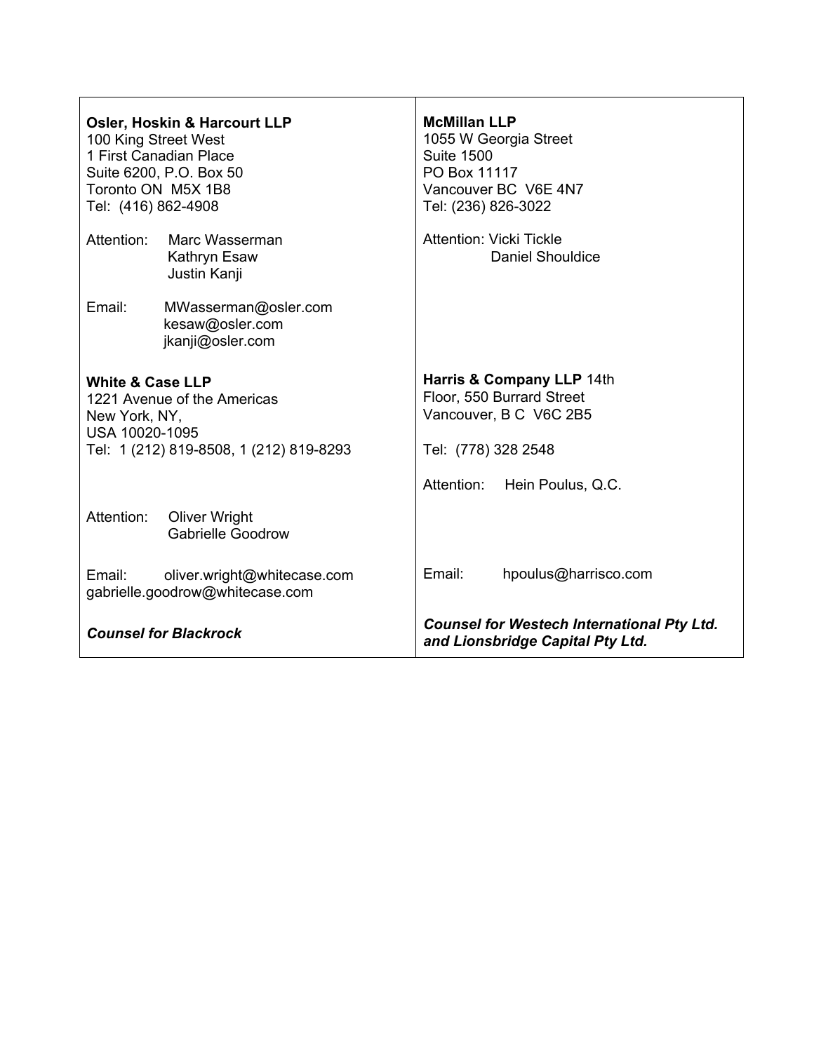| | |
|---|---|
| **Osler, Hoskin & Harcourt LLP**<br>100 King Street West<br>1 First Canadian Place<br>Suite 6200, P.O. Box 50<br>Toronto ON M5X 1B8<br>Tel: (416) 862-4908<br><br>Attention: Marc Wasserman<br>Kathryn Esaw<br>Justin Kanji<br><br>Email: MWasserman@osler.com<br>kesaw@osler.com<br>jkanji@osler.com | **McMillan LLP**<br>1055 W Georgia Street<br>Suite 1500<br>PO Box 11117<br>Vancouver BC V6E 4N7<br>Tel: (236) 826-3022<br><br>Attention: Vicki Tickle<br>Daniel Shouldice |
| **White & Case LLP**<br>1221 Avenue of the Americas<br>New York, NY,<br>USA 10020-1095<br>Tel: 1 (212) 819-8508, 1 (212) 819-8293<br><br>Attention: Oliver Wright<br>Gabrielle Goodrow<br><br>Email: oliver.wright@whitecase.com<br>gabrielle.goodrow@whitecase.com<br><br>***Counsel for Blackrock*** | **Harris & Company LLP** 14th<br>Floor, 550 Burrard Street<br>Vancouver, B C V6C 2B5<br><br>Tel: (778) 328 2548<br><br>Attention: Hein Poulus, Q.C.<br><br>Email: hpoulus@harrisco.com<br><br>***Counsel for Westech International Pty Ltd. and Lionsbridge Capital Pty Ltd.*** |